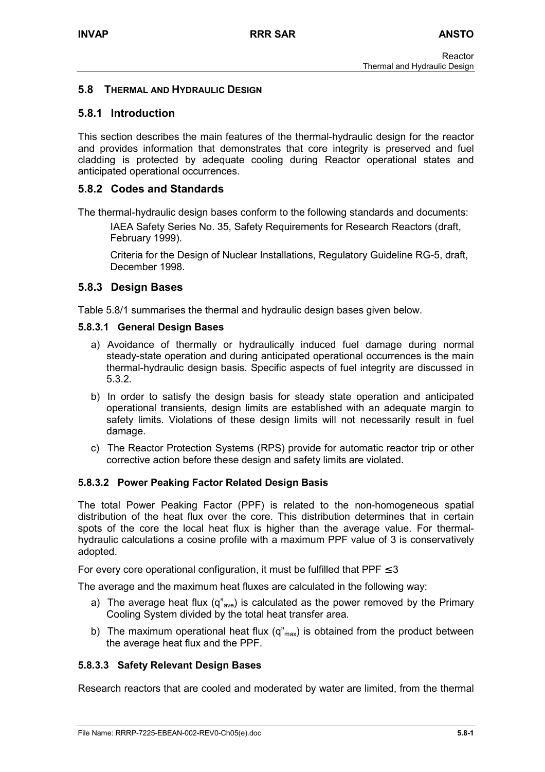## 5.8 THERMAL AND HYDRAULIC DESIGN

### 5.8.1 Introduction

This section describes the main features of the thermal-hydraulic design for the reactor and provides information that demonstrates that core integrity is preserved and fuel cladding is protected by adequate cooling during Reactor operational states and anticipated operational occurrences.

### 5.8.2 Codes and Standards

The thermal-hydraulic design bases conform to the following standards and documents:

IAEA Safety Series No. 35, Safety Requirements for Research Reactors (draft, February 1999).

Criteria for the Design of Nuclear Installations, Regulatory Guideline RG-5, draft, December 1998.

### 5.8.3 Design Bases

Table 5.8/1 summarises the thermal and hydraulic design bases given below.

#### 5.8.3.1 General Design Bases

a) Avoidance of thermally or hydraulically induced fuel damage during normal steady-state operation and during anticipated operational occurrences is the main thermal-hydraulic design basis. Specific aspects of fuel integrity are discussed in 5.3.2.

b) In order to satisfy the design basis for steady state operation and anticipated operational transients, design limits are established with an adequate margin to safety limits. Violations of these design limits will not necessarily result in fuel damage.

c) The Reactor Protection Systems (RPS) provide for automatic reactor trip or other corrective action before these design and safety limits are violated.

#### 5.8.3.2 Power Peaking Factor Related Design Basis

The total Power Peaking Factor (PPF) is related to the non-homogeneous spatial distribution of the heat flux over the core. This distribution determines that in certain spots of the core the local heat flux is higher than the average value. For thermal-hydraulic calculations a cosine profile with a maximum PPF value of 3 is conservatively adopted.

For every core operational configuration, it must be fulfilled that PPF $\leq 3$

The average and the maximum heat fluxes are calculated in the following way:

a) The average heat flux ($q''_{ave}$) is calculated as the power removed by the Primary Cooling System divided by the total heat transfer area.

b) The maximum operational heat flux ($q''_{max}$) is obtained from the product between the average heat flux and the PPF.

#### 5.8.3.3 Safety Relevant Design Bases

Research reactors that are cooled and moderated by water are limited, from the thermal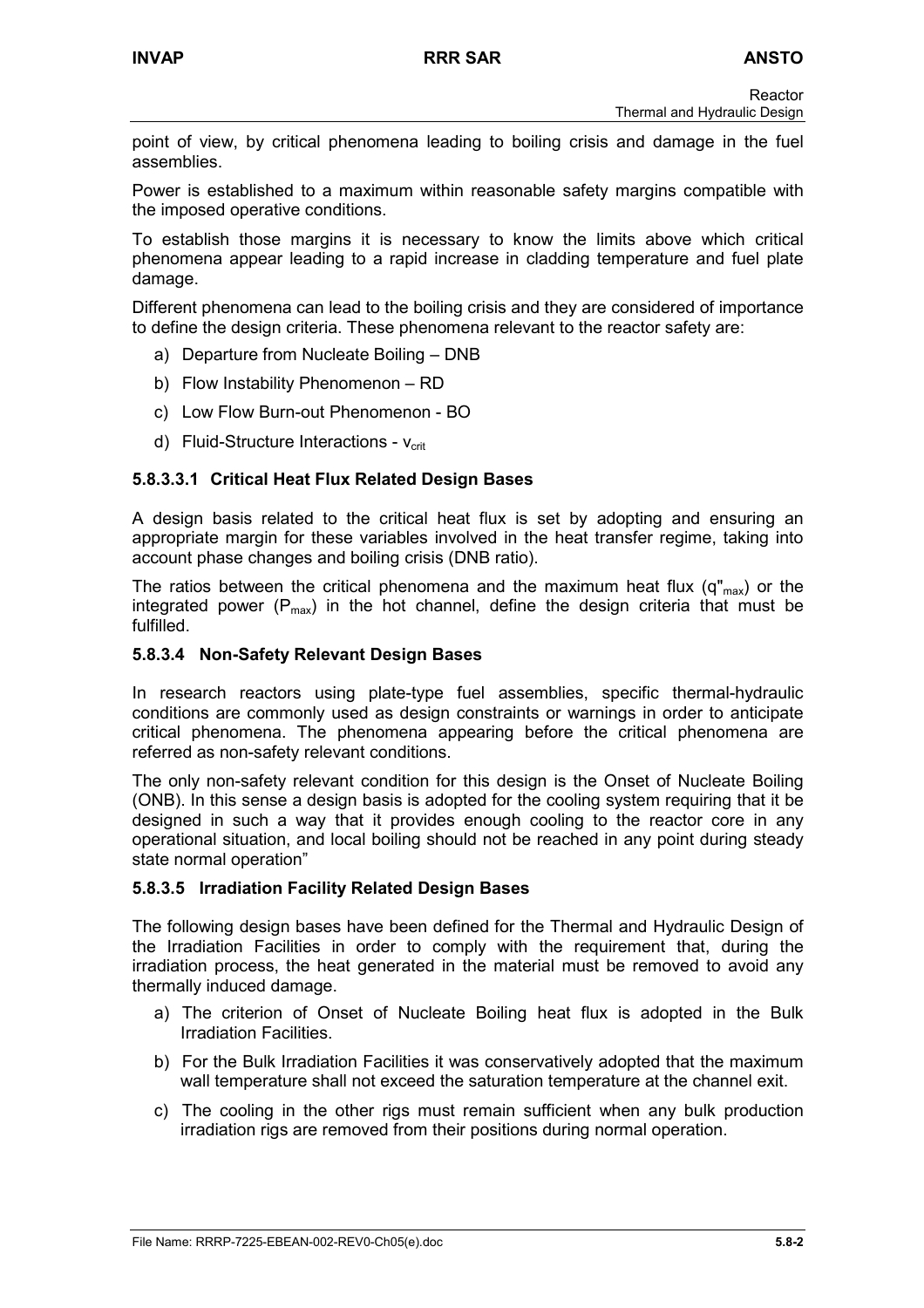point of view, by critical phenomena leading to boiling crisis and damage in the fuel assemblies.

Power is established to a maximum within reasonable safety margins compatible with the imposed operative conditions.

To establish those margins it is necessary to know the limits above which critical phenomena appear leading to a rapid increase in cladding temperature and fuel plate damage.

Different phenomena can lead to the boiling crisis and they are considered of importance to define the design criteria. These phenomena relevant to the reactor safety are:

a) Departure from Nucleate Boiling – DNB
b) Flow Instability Phenomenon – RD
c) Low Flow Burn-out Phenomenon - BO
d) Fluid-Structure Interactions - $v_{crit}$

#### 5.8.3.3.1 Critical Heat Flux Related Design Bases

A design basis related to the critical heat flux is set by adopting and ensuring an appropriate margin for these variables involved in the heat transfer regime, taking into account phase changes and boiling crisis (DNB ratio).

The ratios between the critical phenomena and the maximum heat flux ($q"_{max}$) or the integrated power ($P_{max}$) in the hot channel, define the design criteria that must be fulfilled.

### 5.8.3.4 Non-Safety Relevant Design Bases

In research reactors using plate-type fuel assemblies, specific thermal-hydraulic conditions are commonly used as design constraints or warnings in order to anticipate critical phenomena. The phenomena appearing before the critical phenomena are referred as non-safety relevant conditions.

The only non-safety relevant condition for this design is the Onset of Nucleate Boiling (ONB). In this sense a design basis is adopted for the cooling system requiring that it be designed in such a way that it provides enough cooling to the reactor core in any operational situation, and local boiling should not be reached in any point during steady state normal operation"

### 5.8.3.5 Irradiation Facility Related Design Bases

The following design bases have been defined for the Thermal and Hydraulic Design of the Irradiation Facilities in order to comply with the requirement that, during the irradiation process, the heat generated in the material must be removed to avoid any thermally induced damage.

a) The criterion of Onset of Nucleate Boiling heat flux is adopted in the Bulk Irradiation Facilities.
b) For the Bulk Irradiation Facilities it was conservatively adopted that the maximum wall temperature shall not exceed the saturation temperature at the channel exit.
c) The cooling in the other rigs must remain sufficient when any bulk production irradiation rigs are removed from their positions during normal operation.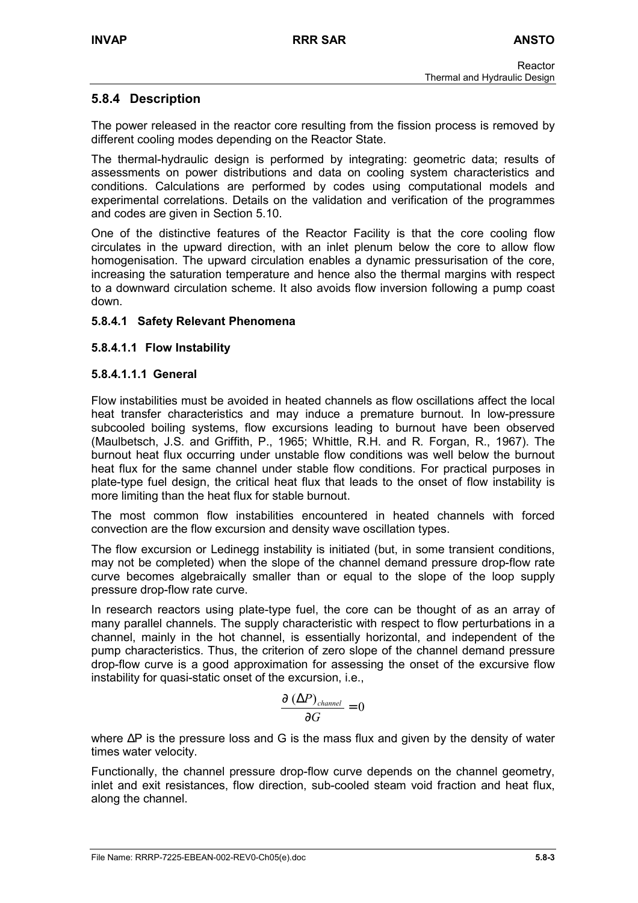## 5.8.4 Description

The power released in the reactor core resulting from the fission process is removed by different cooling modes depending on the Reactor State.

The thermal-hydraulic design is performed by integrating: geometric data; results of assessments on power distributions and data on cooling system characteristics and conditions. Calculations are performed by codes using computational models and experimental correlations. Details on the validation and verification of the programmes and codes are given in Section 5.10.

One of the distinctive features of the Reactor Facility is that the core cooling flow circulates in the upward direction, with an inlet plenum below the core to allow flow homogenisation. The upward circulation enables a dynamic pressurisation of the core, increasing the saturation temperature and hence also the thermal margins with respect to a downward circulation scheme. It also avoids flow inversion following a pump coast down.

### 5.8.4.1 Safety Relevant Phenomena

#### 5.8.4.1.1 Flow Instability

##### 5.8.4.1.1.1 General

Flow instabilities must be avoided in heated channels as flow oscillations affect the local heat transfer characteristics and may induce a premature burnout. In low-pressure subcooled boiling systems, flow excursions leading to burnout have been observed (Maulbetsch, J.S. and Griffith, P., 1965; Whittle, R.H. and R. Forgan, R., 1967). The burnout heat flux occurring under unstable flow conditions was well below the burnout heat flux for the same channel under stable flow conditions. For practical purposes in plate-type fuel design, the critical heat flux that leads to the onset of flow instability is more limiting than the heat flux for stable burnout.

The most common flow instabilities encountered in heated channels with forced convection are the flow excursion and density wave oscillation types.

The flow excursion or Ledinegg instability is initiated (but, in some transient conditions, may not be completed) when the slope of the channel demand pressure drop-flow rate curve becomes algebraically smaller than or equal to the slope of the loop supply pressure drop-flow rate curve.

In research reactors using plate-type fuel, the core can be thought of as an array of many parallel channels. The supply characteristic with respect to flow perturbations in a channel, mainly in the hot channel, is essentially horizontal, and independent of the pump characteristics. Thus, the criterion of zero slope of the channel demand pressure drop-flow curve is a good approximation for assessing the onset of the excursive flow instability for quasi-static onset of the excursion, i.e.,

$$\frac{\partial \, (\Delta P)_{channel}}{\partial G} = 0$$

where ΔP is the pressure loss and G is the mass flux and given by the density of water times water velocity.

Functionally, the channel pressure drop-flow curve depends on the channel geometry, inlet and exit resistances, flow direction, sub-cooled steam void fraction and heat flux, along the channel.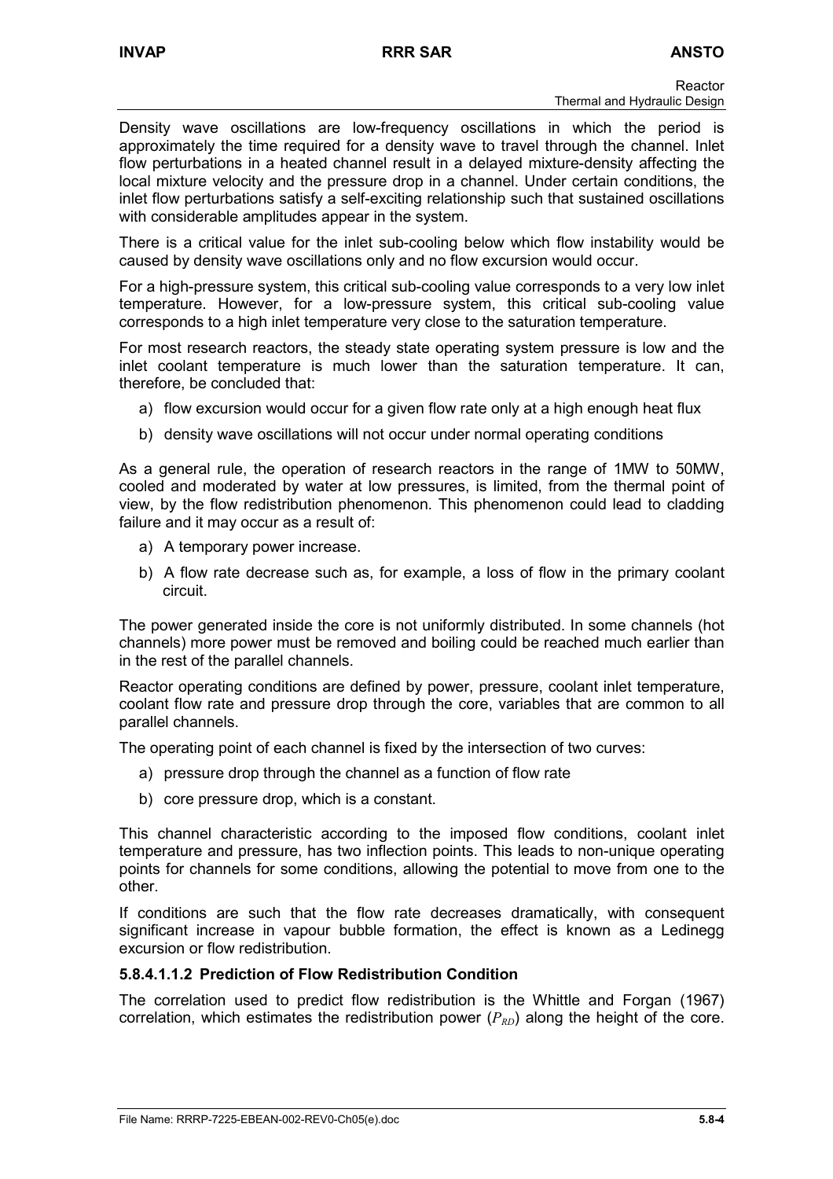Density wave oscillations are low-frequency oscillations in which the period is approximately the time required for a density wave to travel through the channel. Inlet flow perturbations in a heated channel result in a delayed mixture-density affecting the local mixture velocity and the pressure drop in a channel. Under certain conditions, the inlet flow perturbations satisfy a self-exciting relationship such that sustained oscillations with considerable amplitudes appear in the system.

There is a critical value for the inlet sub-cooling below which flow instability would be caused by density wave oscillations only and no flow excursion would occur.

For a high-pressure system, this critical sub-cooling value corresponds to a very low inlet temperature. However, for a low-pressure system, this critical sub-cooling value corresponds to a high inlet temperature very close to the saturation temperature.

For most research reactors, the steady state operating system pressure is low and the inlet coolant temperature is much lower than the saturation temperature. It can, therefore, be concluded that:

a) flow excursion would occur for a given flow rate only at a high enough heat flux
b) density wave oscillations will not occur under normal operating conditions

As a general rule, the operation of research reactors in the range of 1MW to 50MW, cooled and moderated by water at low pressures, is limited, from the thermal point of view, by the flow redistribution phenomenon. This phenomenon could lead to cladding failure and it may occur as a result of:

a) A temporary power increase.
b) A flow rate decrease such as, for example, a loss of flow in the primary coolant circuit.

The power generated inside the core is not uniformly distributed. In some channels (hot channels) more power must be removed and boiling could be reached much earlier than in the rest of the parallel channels.

Reactor operating conditions are defined by power, pressure, coolant inlet temperature, coolant flow rate and pressure drop through the core, variables that are common to all parallel channels.

The operating point of each channel is fixed by the intersection of two curves:

a) pressure drop through the channel as a function of flow rate
b) core pressure drop, which is a constant.

This channel characteristic according to the imposed flow conditions, coolant inlet temperature and pressure, has two inflection points. This leads to non-unique operating points for channels for some conditions, allowing the potential to move from one to the other.

If conditions are such that the flow rate decreases dramatically, with consequent significant increase in vapour bubble formation, the effect is known as a Ledinegg excursion or flow redistribution.

#### 5.8.4.1.1.2 Prediction of Flow Redistribution Condition

The correlation used to predict flow redistribution is the Whittle and Forgan (1967) correlation, which estimates the redistribution power ($P_{RD}$) along the height of the core.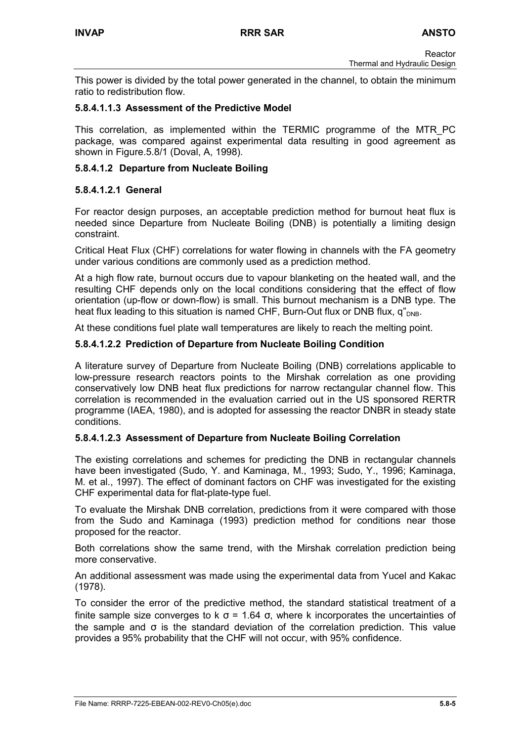This power is divided by the total power generated in the channel, to obtain the minimum ratio to redistribution flow.

#### 5.8.4.1.1.3 Assessment of the Predictive Model

This correlation, as implemented within the TERMIC programme of the MTR_PC package, was compared against experimental data resulting in good agreement as shown in Figure.5.8/1 (Doval, A, 1998).

### 5.8.4.1.2 Departure from Nucleate Boiling

#### 5.8.4.1.2.1 General

For reactor design purposes, an acceptable prediction method for burnout heat flux is needed since Departure from Nucleate Boiling (DNB) is potentially a limiting design constraint.

Critical Heat Flux (CHF) correlations for water flowing in channels with the FA geometry under various conditions are commonly used as a prediction method.

At a high flow rate, burnout occurs due to vapour blanketing on the heated wall, and the resulting CHF depends only on the local conditions considering that the effect of flow orientation (up-flow or down-flow) is small. This burnout mechanism is a DNB type. The heat flux leading to this situation is named CHF, Burn-Out flux or DNB flux, $q''_{DNB}$.

At these conditions fuel plate wall temperatures are likely to reach the melting point.

#### 5.8.4.1.2.2 Prediction of Departure from Nucleate Boiling Condition

A literature survey of Departure from Nucleate Boiling (DNB) correlations applicable to low-pressure research reactors points to the Mirshak correlation as one providing conservatively low DNB heat flux predictions for narrow rectangular channel flow. This correlation is recommended in the evaluation carried out in the US sponsored RERTR programme (IAEA, 1980), and is adopted for assessing the reactor DNBR in steady state conditions.

#### 5.8.4.1.2.3 Assessment of Departure from Nucleate Boiling Correlation

The existing correlations and schemes for predicting the DNB in rectangular channels have been investigated (Sudo, Y. and Kaminaga, M., 1993; Sudo, Y., 1996; Kaminaga, M. et al., 1997). The effect of dominant factors on CHF was investigated for the existing CHF experimental data for flat-plate-type fuel.

To evaluate the Mirshak DNB correlation, predictions from it were compared with those from the Sudo and Kaminaga (1993) prediction method for conditions near those proposed for the reactor.

Both correlations show the same trend, with the Mirshak correlation prediction being more conservative.

An additional assessment was made using the experimental data from Yucel and Kakac (1978).

To consider the error of the predictive method, the standard statistical treatment of a finite sample size converges to $k\ \sigma = 1.64\ \sigma$, where k incorporates the uncertainties of the sample and $\sigma$ is the standard deviation of the correlation prediction. This value provides a 95% probability that the CHF will not occur, with 95% confidence.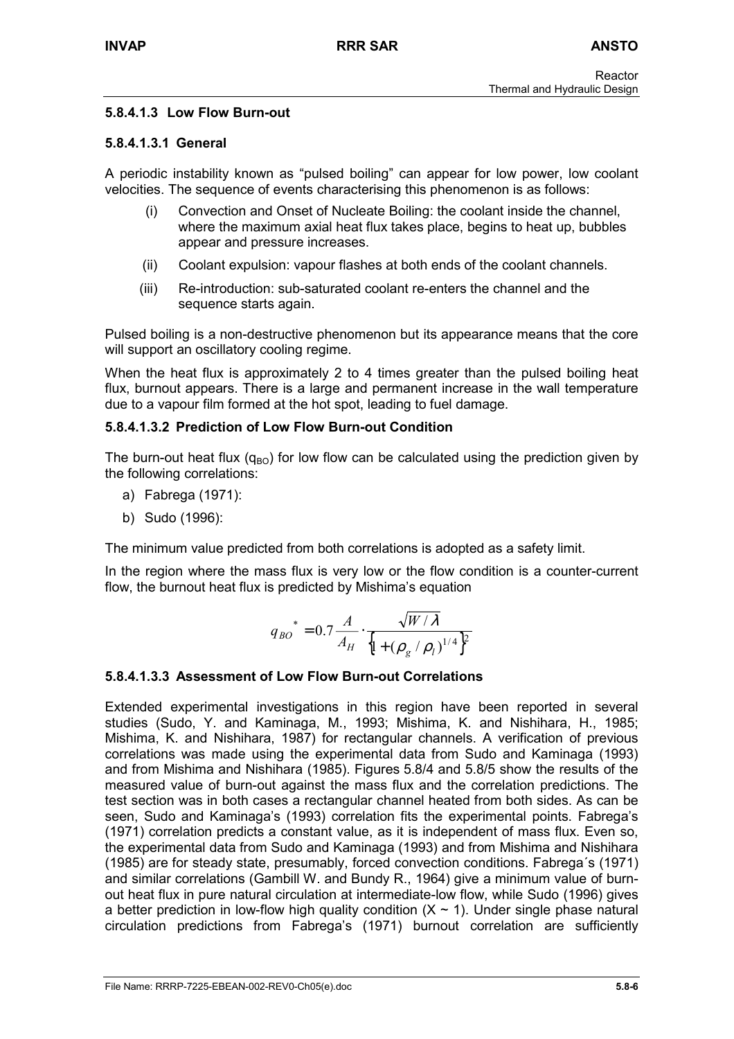#### 5.8.4.1.3 Low Flow Burn-out

##### 5.8.4.1.3.1 General

A periodic instability known as "pulsed boiling" can appear for low power, low coolant velocities. The sequence of events characterising this phenomenon is as follows:

(i) Convection and Onset of Nucleate Boiling: the coolant inside the channel, where the maximum axial heat flux takes place, begins to heat up, bubbles appear and pressure increases.

(ii) Coolant expulsion: vapour flashes at both ends of the coolant channels.

(iii) Re-introduction: sub-saturated coolant re-enters the channel and the sequence starts again.

Pulsed boiling is a non-destructive phenomenon but its appearance means that the core will support an oscillatory cooling regime.

When the heat flux is approximately 2 to 4 times greater than the pulsed boiling heat flux, burnout appears. There is a large and permanent increase in the wall temperature due to a vapour film formed at the hot spot, leading to fuel damage.

##### 5.8.4.1.3.2 Prediction of Low Flow Burn-out Condition

The burn-out heat flux ($q_{BO}$) for low flow can be calculated using the prediction given by the following correlations:

a) Fabrega (1971):

b) Sudo (1996):

The minimum value predicted from both correlations is adopted as a safety limit.

In the region where the mass flux is very low or the flow condition is a counter-current flow, the burnout heat flux is predicted by Mishima's equation

$$q_{BO}^{\ *} = 0.7 \frac{A}{A_H} \cdot \frac{\sqrt{W/\lambda}}{\left\{1 + (\rho_g / \rho_l)^{1/4}\right\}^2}$$

##### 5.8.4.1.3.3 Assessment of Low Flow Burn-out Correlations

Extended experimental investigations in this region have been reported in several studies (Sudo, Y. and Kaminaga, M., 1993; Mishima, K. and Nishihara, H., 1985; Mishima, K. and Nishihara, 1987) for rectangular channels. A verification of previous correlations was made using the experimental data from Sudo and Kaminaga (1993) and from Mishima and Nishihara (1985). Figures 5.8/4 and 5.8/5 show the results of the measured value of burn-out against the mass flux and the correlation predictions. The test section was in both cases a rectangular channel heated from both sides. As can be seen, Sudo and Kaminaga's (1993) correlation fits the experimental points. Fabrega's (1971) correlation predicts a constant value, as it is independent of mass flux. Even so, the experimental data from Sudo and Kaminaga (1993) and from Mishima and Nishihara (1985) are for steady state, presumably, forced convection conditions. Fabrega´s (1971) and similar correlations (Gambill W. and Bundy R., 1964) give a minimum value of burn-out heat flux in pure natural circulation at intermediate-low flow, while Sudo (1996) gives a better prediction in low-flow high quality condition ($X \sim 1$). Under single phase natural circulation predictions from Fabrega's (1971) burnout correlation are sufficiently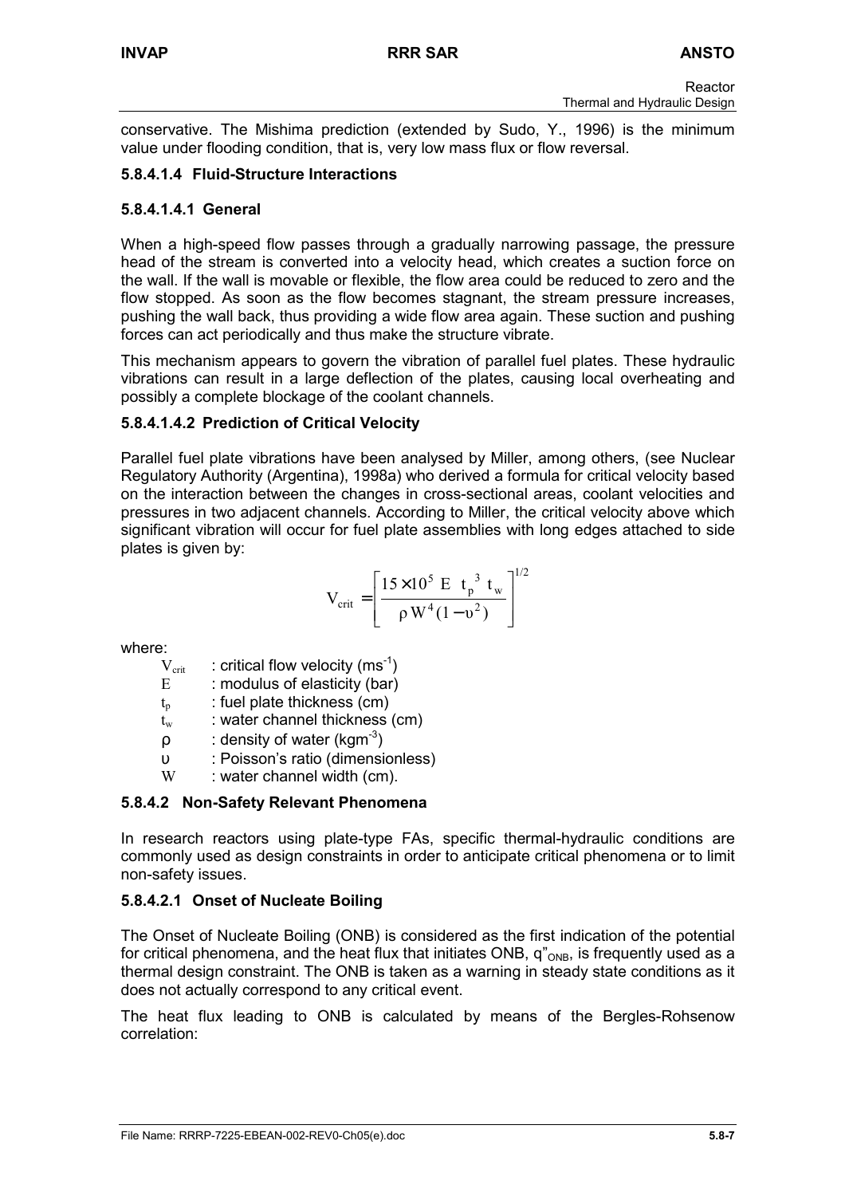conservative. The Mishima prediction (extended by Sudo, Y., 1996) is the minimum value under flooding condition, that is, very low mass flux or flow reversal.

#### 5.8.4.1.4 Fluid-Structure Interactions

##### 5.8.4.1.4.1 General

When a high-speed flow passes through a gradually narrowing passage, the pressure head of the stream is converted into a velocity head, which creates a suction force on the wall. If the wall is movable or flexible, the flow area could be reduced to zero and the flow stopped. As soon as the flow becomes stagnant, the stream pressure increases, pushing the wall back, thus providing a wide flow area again. These suction and pushing forces can act periodically and thus make the structure vibrate.

This mechanism appears to govern the vibration of parallel fuel plates. These hydraulic vibrations can result in a large deflection of the plates, causing local overheating and possibly a complete blockage of the coolant channels.

##### 5.8.4.1.4.2 Prediction of Critical Velocity

Parallel fuel plate vibrations have been analysed by Miller, among others, (see Nuclear Regulatory Authority (Argentina), 1998a) who derived a formula for critical velocity based on the interaction between the changes in cross-sectional areas, coolant velocities and pressures in two adjacent channels. According to Miller, the critical velocity above which significant vibration will occur for fuel plate assemblies with long edges attached to side plates is given by:

$$V_{crit} = \left[ \frac{15 \times 10^5 \ E \ t_p^3 \ t_w}{\rho \, W^4 (1 - \upsilon^2)} \right]^{1/2}$$

where:

- $V_{crit}$ : critical flow velocity ($ms^{-1}$)
- $E$ : modulus of elasticity (bar)
- $t_p$ : fuel plate thickness (cm)
- $t_w$ : water channel thickness (cm)
- $\rho$ : density of water ($kgm^{-3}$)
- $\upsilon$ : Poisson's ratio (dimensionless)
- $W$ : water channel width (cm).

### 5.8.4.2 Non-Safety Relevant Phenomena

In research reactors using plate-type FAs, specific thermal-hydraulic conditions are commonly used as design constraints in order to anticipate critical phenomena or to limit non-safety issues.

#### 5.8.4.2.1 Onset of Nucleate Boiling

The Onset of Nucleate Boiling (ONB) is considered as the first indication of the potential for critical phenomena, and the heat flux that initiates ONB, $q''_{ONB}$, is frequently used as a thermal design constraint. The ONB is taken as a warning in steady state conditions as it does not actually correspond to any critical event.

The heat flux leading to ONB is calculated by means of the Bergles-Rohsenow correlation: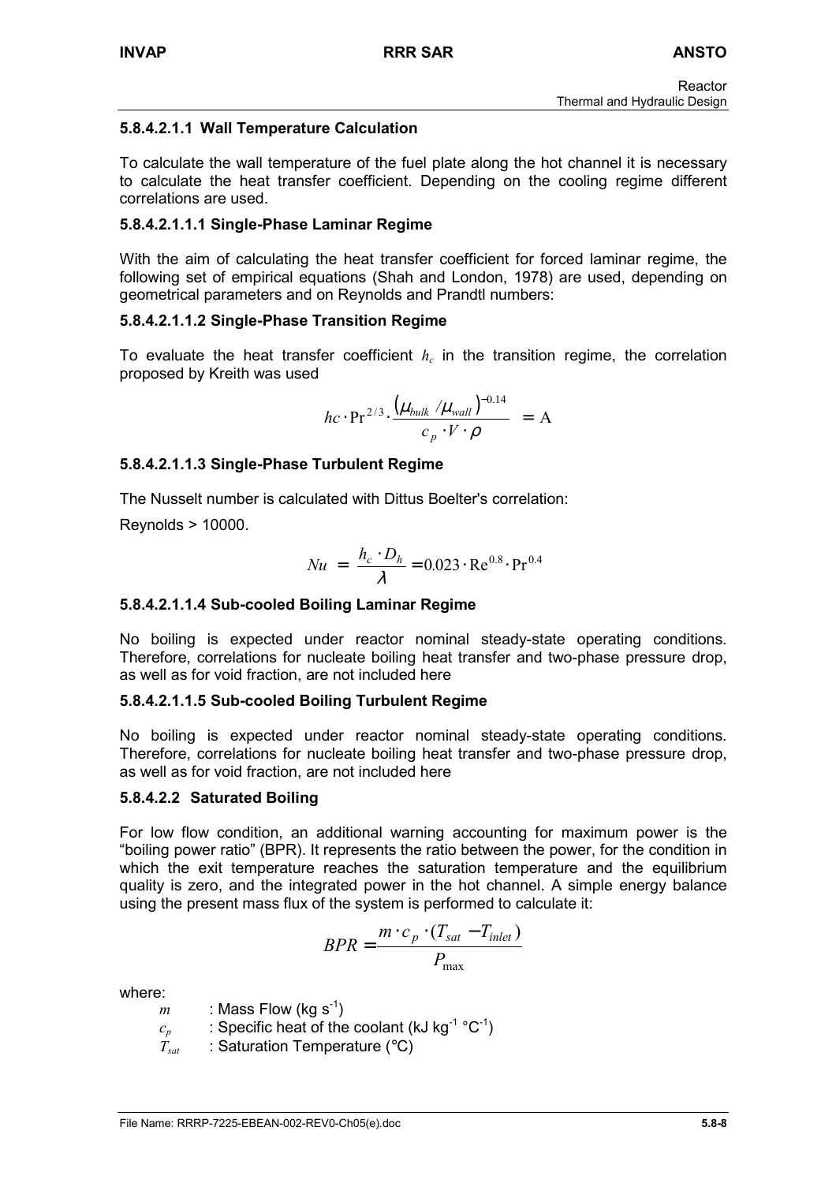#### 5.8.4.2.1.1 Wall Temperature Calculation

To calculate the wall temperature of the fuel plate along the hot channel it is necessary to calculate the heat transfer coefficient. Depending on the cooling regime different correlations are used.

##### 5.8.4.2.1.1.1 Single-Phase Laminar Regime

With the aim of calculating the heat transfer coefficient for forced laminar regime, the following set of empirical equations (Shah and London, 1978) are used, depending on geometrical parameters and on Reynolds and Prandtl numbers:

##### 5.8.4.2.1.1.2 Single-Phase Transition Regime

To evaluate the heat transfer coefficient $h_c$ in the transition regime, the correlation proposed by Kreith was used

$$hc \cdot \mathrm{Pr}^{2/3} \cdot \frac{(\mu_{bulk} / \mu_{wall})^{-0.14}}{c_p \cdot V \cdot \rho} = \mathrm{A}$$

##### 5.8.4.2.1.1.3 Single-Phase Turbulent Regime

The Nusselt number is calculated with Dittus Boelter's correlation:

Reynolds > 10000.

$$Nu = \frac{h_c \cdot D_h}{\lambda} = 0.023 \cdot \mathrm{Re}^{0.8} \cdot \mathrm{Pr}^{0.4}$$

##### 5.8.4.2.1.1.4 Sub-cooled Boiling Laminar Regime

No boiling is expected under reactor nominal steady-state operating conditions. Therefore, correlations for nucleate boiling heat transfer and two-phase pressure drop, as well as for void fraction, are not included here

##### 5.8.4.2.1.1.5 Sub-cooled Boiling Turbulent Regime

No boiling is expected under reactor nominal steady-state operating conditions. Therefore, correlations for nucleate boiling heat transfer and two-phase pressure drop, as well as for void fraction, are not included here

#### 5.8.4.2.2 Saturated Boiling

For low flow condition, an additional warning accounting for maximum power is the "boiling power ratio" (BPR). It represents the ratio between the power, for the condition in which the exit temperature reaches the saturation temperature and the equilibrium quality is zero, and the integrated power in the hot channel. A simple energy balance using the present mass flux of the system is performed to calculate it:

$$BPR = \frac{m \cdot c_p \cdot (T_{sat} - T_{inlet})}{P_{\max}}$$

where:

- $m$ : Mass Flow (kg s$^{-1}$)
- $c_p$ : Specific heat of the coolant (kJ kg$^{-1}$ °C$^{-1}$)
- $T_{sat}$ : Saturation Temperature (°C)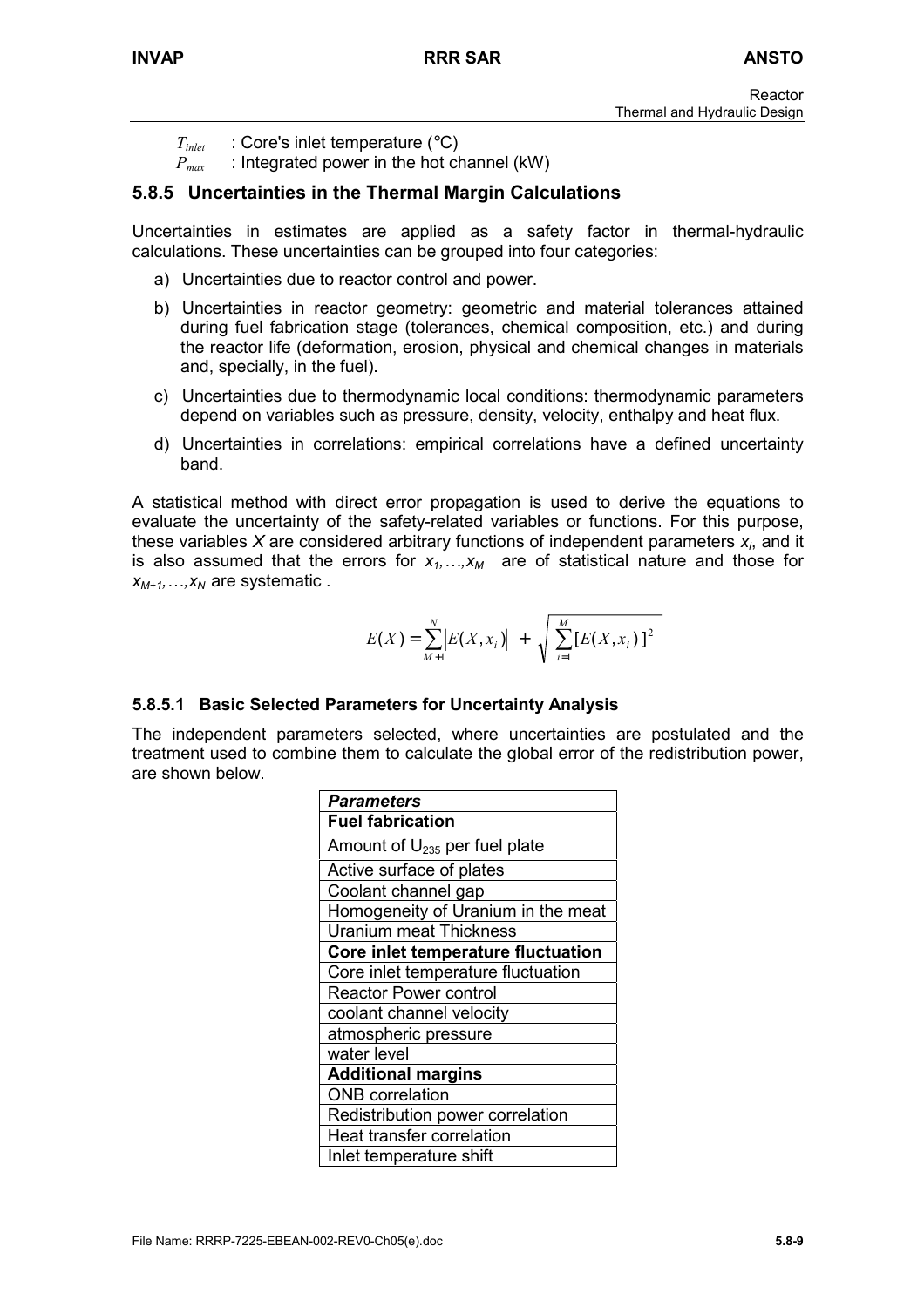$T_{inlet}$ : Core's inlet temperature (°C)

$P_{max}$ : Integrated power in the hot channel (kW)

### 5.8.5 Uncertainties in the Thermal Margin Calculations

Uncertainties in estimates are applied as a safety factor in thermal-hydraulic calculations. These uncertainties can be grouped into four categories:

a) Uncertainties due to reactor control and power.

b) Uncertainties in reactor geometry: geometric and material tolerances attained during fuel fabrication stage (tolerances, chemical composition, etc.) and during the reactor life (deformation, erosion, physical and chemical changes in materials and, specially, in the fuel).

c) Uncertainties due to thermodynamic local conditions: thermodynamic parameters depend on variables such as pressure, density, velocity, enthalpy and heat flux.

d) Uncertainties in correlations: empirical correlations have a defined uncertainty band.

A statistical method with direct error propagation is used to derive the equations to evaluate the uncertainty of the safety-related variables or functions. For this purpose, these variables *X* are considered arbitrary functions of independent parameters $x_i$, and it is also assumed that the errors for $x_1,\ldots,x_M$ are of statistical nature and those for $x_{M+1},\ldots,x_N$ are systematic .

$$E(X) = \sum_{M+1}^{N} \left| E(X, x_i) \right| + \sqrt{\sum_{i=1}^{M} [E(X, x_i)]^2}$$

#### 5.8.5.1 Basic Selected Parameters for Uncertainty Analysis

The independent parameters selected, where uncertainties are postulated and the treatment used to combine them to calculate the global error of the redistribution power, are shown below.

| *Parameters* |
|---|
| **Fuel fabrication** |
| Amount of $U_{235}$ per fuel plate |
| Active surface of plates |
| Coolant channel gap |
| Homogeneity of Uranium in the meat |
| Uranium meat Thickness |
| **Core inlet temperature fluctuation** |
| Core inlet temperature fluctuation |
| Reactor Power control |
| coolant channel velocity |
| atmospheric pressure |
| water level |
| **Additional margins** |
| ONB correlation |
| Redistribution power correlation |
| Heat transfer correlation |
| Inlet temperature shift |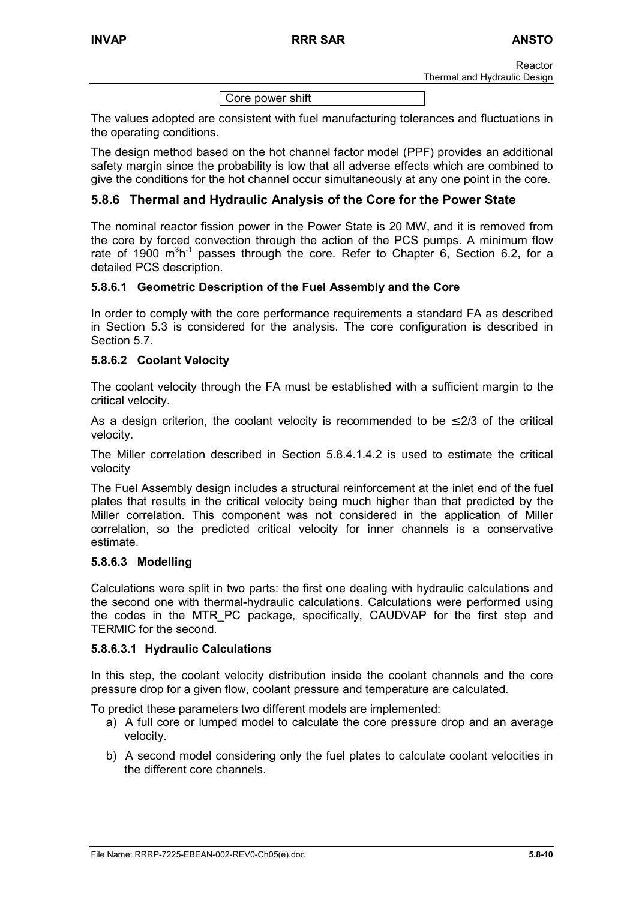Core power shift

The values adopted are consistent with fuel manufacturing tolerances and fluctuations in the operating conditions.

The design method based on the hot channel factor model (PPF) provides an additional safety margin since the probability is low that all adverse effects which are combined to give the conditions for the hot channel occur simultaneously at any one point in the core.

## 5.8.6 Thermal and Hydraulic Analysis of the Core for the Power State

The nominal reactor fission power in the Power State is 20 MW, and it is removed from the core by forced convection through the action of the PCS pumps. A minimum flow rate of 1900 $m^3h^{-1}$ passes through the core. Refer to Chapter 6, Section 6.2, for a detailed PCS description.

### 5.8.6.1 Geometric Description of the Fuel Assembly and the Core

In order to comply with the core performance requirements a standard FA as described in Section 5.3 is considered for the analysis. The core configuration is described in Section 5.7.

### 5.8.6.2 Coolant Velocity

The coolant velocity through the FA must be established with a sufficient margin to the critical velocity.

As a design criterion, the coolant velocity is recommended to be $\leq$2/3 of the critical velocity.

The Miller correlation described in Section 5.8.4.1.4.2 is used to estimate the critical velocity

The Fuel Assembly design includes a structural reinforcement at the inlet end of the fuel plates that results in the critical velocity being much higher than that predicted by the Miller correlation. This component was not considered in the application of Miller correlation, so the predicted critical velocity for inner channels is a conservative estimate.

### 5.8.6.3 Modelling

Calculations were split in two parts: the first one dealing with hydraulic calculations and the second one with thermal-hydraulic calculations. Calculations were performed using the codes in the MTR_PC package, specifically, CAUDVAP for the first step and TERMIC for the second.

#### 5.8.6.3.1 Hydraulic Calculations

In this step, the coolant velocity distribution inside the coolant channels and the core pressure drop for a given flow, coolant pressure and temperature are calculated.

To predict these parameters two different models are implemented:

a) A full core or lumped model to calculate the core pressure drop and an average velocity.

b) A second model considering only the fuel plates to calculate coolant velocities in the different core channels.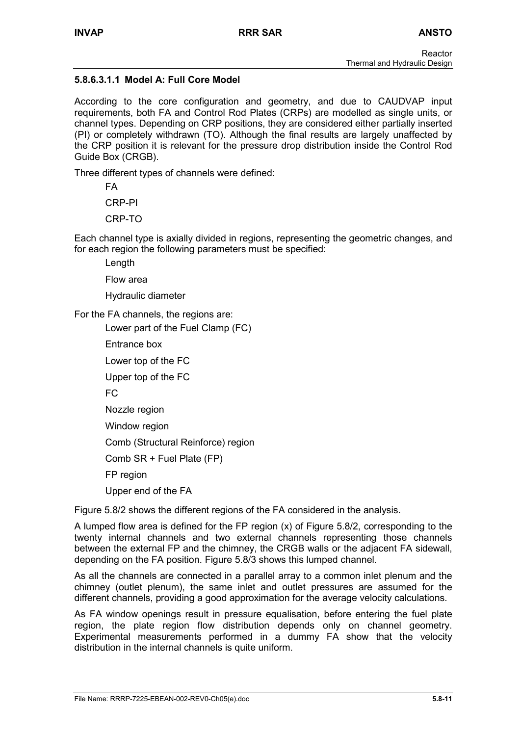#### 5.8.6.3.1.1 Model A: Full Core Model

According to the core configuration and geometry, and due to CAUDVAP input requirements, both FA and Control Rod Plates (CRPs) are modelled as single units, or channel types. Depending on CRP positions, they are considered either partially inserted (PI) or completely withdrawn (TO). Although the final results are largely unaffected by the CRP position it is relevant for the pressure drop distribution inside the Control Rod Guide Box (CRGB).

Three different types of channels were defined:

- FA
- CRP-PI
- CRP-TO

Each channel type is axially divided in regions, representing the geometric changes, and for each region the following parameters must be specified:

- Length
- Flow area
- Hydraulic diameter

For the FA channels, the regions are:

- Lower part of the Fuel Clamp (FC)
- Entrance box
- Lower top of the FC
- Upper top of the FC
- FC
- Nozzle region
- Window region
- Comb (Structural Reinforce) region
- Comb SR + Fuel Plate (FP)
- FP region
- Upper end of the FA

Figure 5.8/2 shows the different regions of the FA considered in the analysis.

A lumped flow area is defined for the FP region (x) of Figure 5.8/2, corresponding to the twenty internal channels and two external channels representing those channels between the external FP and the chimney, the CRGB walls or the adjacent FA sidewall, depending on the FA position. Figure 5.8/3 shows this lumped channel.

As all the channels are connected in a parallel array to a common inlet plenum and the chimney (outlet plenum), the same inlet and outlet pressures are assumed for the different channels, providing a good approximation for the average velocity calculations.

As FA window openings result in pressure equalisation, before entering the fuel plate region, the plate region flow distribution depends only on channel geometry. Experimental measurements performed in a dummy FA show that the velocity distribution in the internal channels is quite uniform.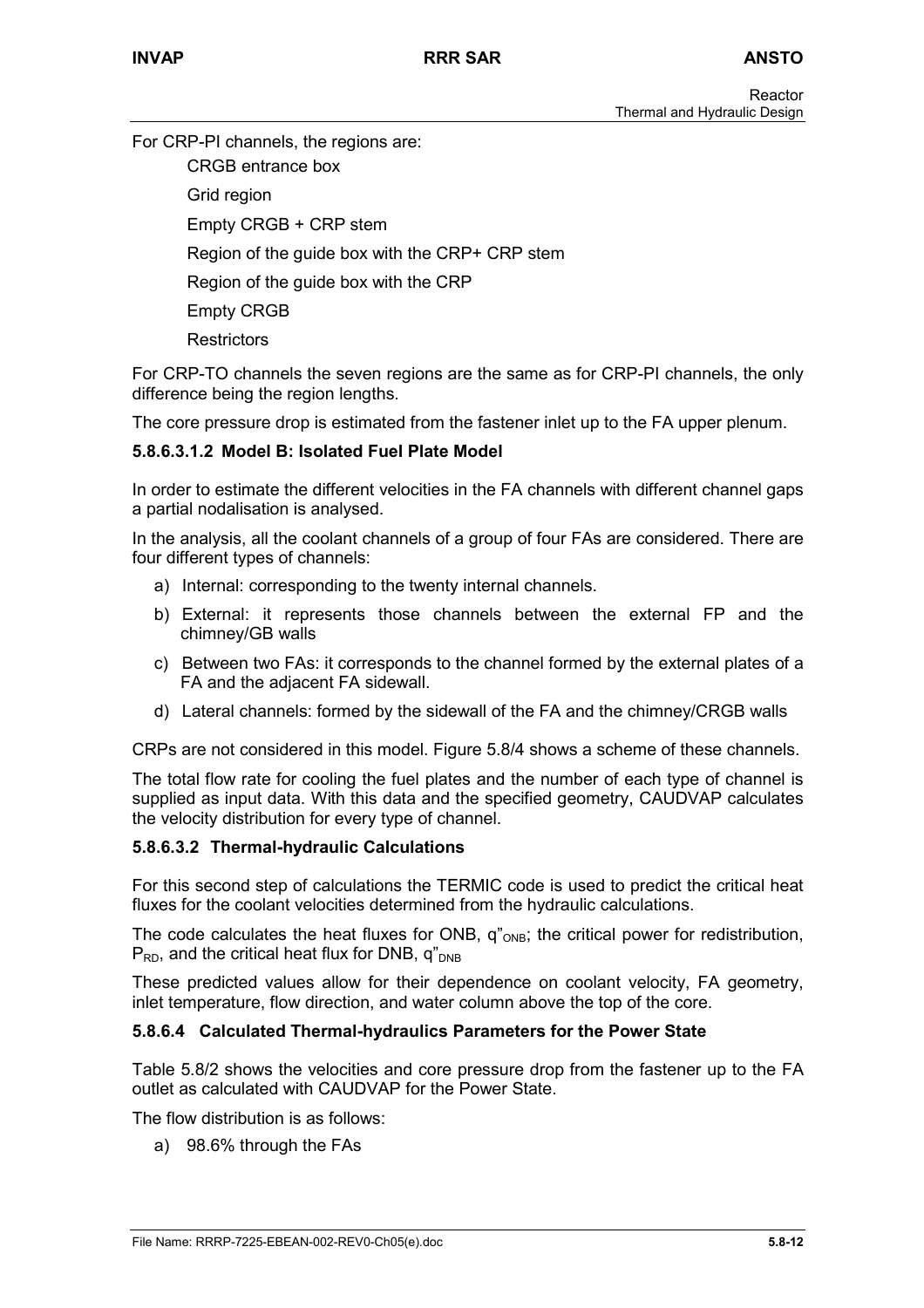For CRP-PI channels, the regions are:

CRGB entrance box

Grid region

Empty CRGB + CRP stem

Region of the guide box with the CRP+ CRP stem

Region of the guide box with the CRP

Empty CRGB

Restrictors

For CRP-TO channels the seven regions are the same as for CRP-PI channels, the only difference being the region lengths.

The core pressure drop is estimated from the fastener inlet up to the FA upper plenum.

#### 5.8.6.3.1.2 Model B: Isolated Fuel Plate Model

In order to estimate the different velocities in the FA channels with different channel gaps a partial nodalisation is analysed.

In the analysis, all the coolant channels of a group of four FAs are considered. There are four different types of channels:

a) Internal: corresponding to the twenty internal channels.

b) External: it represents those channels between the external FP and the chimney/GB walls

c) Between two FAs: it corresponds to the channel formed by the external plates of a FA and the adjacent FA sidewall.

d) Lateral channels: formed by the sidewall of the FA and the chimney/CRGB walls

CRPs are not considered in this model. Figure 5.8/4 shows a scheme of these channels.

The total flow rate for cooling the fuel plates and the number of each type of channel is supplied as input data. With this data and the specified geometry, CAUDVAP calculates the velocity distribution for every type of channel.

#### 5.8.6.3.2 Thermal-hydraulic Calculations

For this second step of calculations the TERMIC code is used to predict the critical heat fluxes for the coolant velocities determined from the hydraulic calculations.

The code calculates the heat fluxes for ONB, $q''_{ONB}$; the critical power for redistribution, $P_{RD}$, and the critical heat flux for DNB, $q''_{DNB}$

These predicted values allow for their dependence on coolant velocity, FA geometry, inlet temperature, flow direction, and water column above the top of the core.

### 5.8.6.4 Calculated Thermal-hydraulics Parameters for the Power State

Table 5.8/2 shows the velocities and core pressure drop from the fastener up to the FA outlet as calculated with CAUDVAP for the Power State.

The flow distribution is as follows:

a) 98.6% through the FAs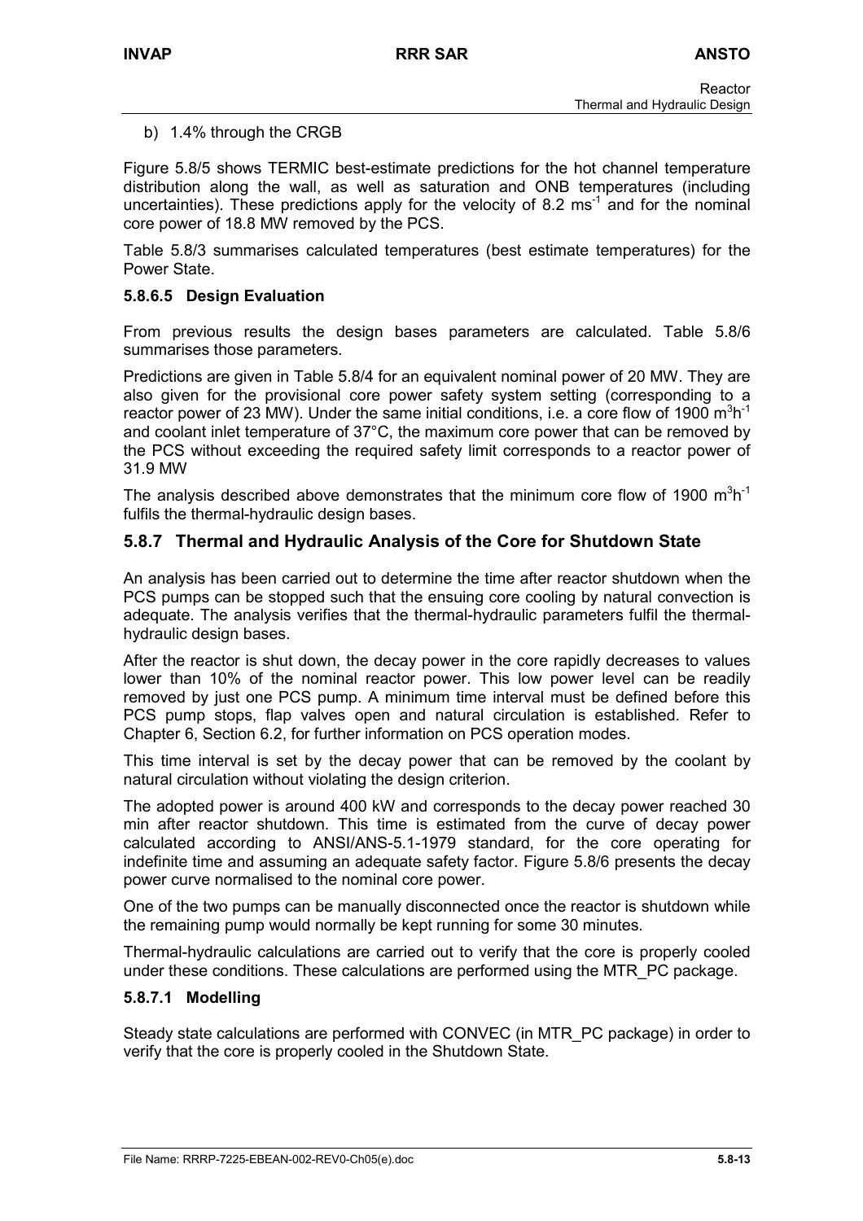b) 1.4% through the CRGB

Figure 5.8/5 shows TERMIC best-estimate predictions for the hot channel temperature distribution along the wall, as well as saturation and ONB temperatures (including uncertainties). These predictions apply for the velocity of 8.2 $ms^{-1}$ and for the nominal core power of 18.8 MW removed by the PCS.

Table 5.8/3 summarises calculated temperatures (best estimate temperatures) for the Power State.

#### 5.8.6.5 Design Evaluation

From previous results the design bases parameters are calculated. Table 5.8/6 summarises those parameters.

Predictions are given in Table 5.8/4 for an equivalent nominal power of 20 MW. They are also given for the provisional core power safety system setting (corresponding to a reactor power of 23 MW). Under the same initial conditions, i.e. a core flow of 1900 $m^3h^{-1}$ and coolant inlet temperature of 37°C, the maximum core power that can be removed by the PCS without exceeding the required safety limit corresponds to a reactor power of 31.9 MW

The analysis described above demonstrates that the minimum core flow of 1900 $m^3h^{-1}$ fulfils the thermal-hydraulic design bases.

### 5.8.7 Thermal and Hydraulic Analysis of the Core for Shutdown State

An analysis has been carried out to determine the time after reactor shutdown when the PCS pumps can be stopped such that the ensuing core cooling by natural convection is adequate. The analysis verifies that the thermal-hydraulic parameters fulfil the thermal-hydraulic design bases.

After the reactor is shut down, the decay power in the core rapidly decreases to values lower than 10% of the nominal reactor power. This low power level can be readily removed by just one PCS pump. A minimum time interval must be defined before this PCS pump stops, flap valves open and natural circulation is established. Refer to Chapter 6, Section 6.2, for further information on PCS operation modes.

This time interval is set by the decay power that can be removed by the coolant by natural circulation without violating the design criterion.

The adopted power is around 400 kW and corresponds to the decay power reached 30 min after reactor shutdown. This time is estimated from the curve of decay power calculated according to ANSI/ANS-5.1-1979 standard, for the core operating for indefinite time and assuming an adequate safety factor. Figure 5.8/6 presents the decay power curve normalised to the nominal core power.

One of the two pumps can be manually disconnected once the reactor is shutdown while the remaining pump would normally be kept running for some 30 minutes.

Thermal-hydraulic calculations are carried out to verify that the core is properly cooled under these conditions. These calculations are performed using the MTR_PC package.

#### 5.8.7.1 Modelling

Steady state calculations are performed with CONVEC (in MTR_PC package) in order to verify that the core is properly cooled in the Shutdown State.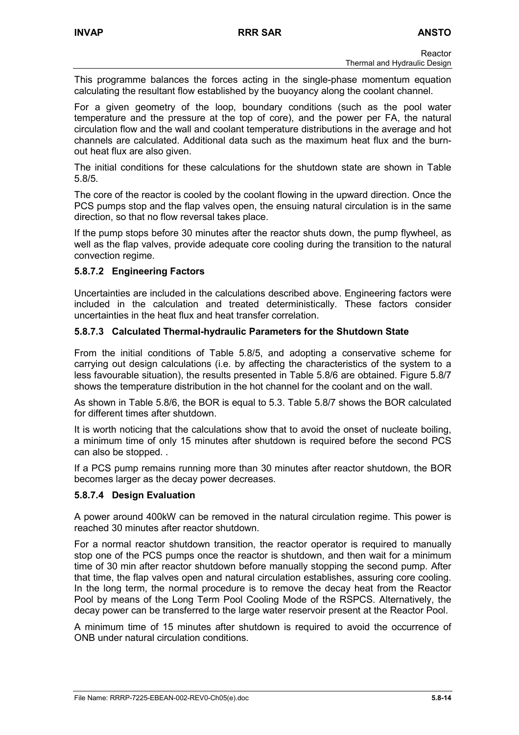This programme balances the forces acting in the single-phase momentum equation calculating the resultant flow established by the buoyancy along the coolant channel.

For a given geometry of the loop, boundary conditions (such as the pool water temperature and the pressure at the top of core), and the power per FA, the natural circulation flow and the wall and coolant temperature distributions in the average and hot channels are calculated. Additional data such as the maximum heat flux and the burn-out heat flux are also given.

The initial conditions for these calculations for the shutdown state are shown in Table 5.8/5.

The core of the reactor is cooled by the coolant flowing in the upward direction. Once the PCS pumps stop and the flap valves open, the ensuing natural circulation is in the same direction, so that no flow reversal takes place.

If the pump stops before 30 minutes after the reactor shuts down, the pump flywheel, as well as the flap valves, provide adequate core cooling during the transition to the natural convection regime.

### 5.8.7.2 Engineering Factors

Uncertainties are included in the calculations described above. Engineering factors were included in the calculation and treated deterministically. These factors consider uncertainties in the heat flux and heat transfer correlation.

### 5.8.7.3 Calculated Thermal-hydraulic Parameters for the Shutdown State

From the initial conditions of Table 5.8/5, and adopting a conservative scheme for carrying out design calculations (i.e. by affecting the characteristics of the system to a less favourable situation), the results presented in Table 5.8/6 are obtained. Figure 5.8/7 shows the temperature distribution in the hot channel for the coolant and on the wall.

As shown in Table 5.8/6, the BOR is equal to 5.3. Table 5.8/7 shows the BOR calculated for different times after shutdown.

It is worth noticing that the calculations show that to avoid the onset of nucleate boiling, a minimum time of only 15 minutes after shutdown is required before the second PCS can also be stopped. .

If a PCS pump remains running more than 30 minutes after reactor shutdown, the BOR becomes larger as the decay power decreases.

### 5.8.7.4 Design Evaluation

A power around 400kW can be removed in the natural circulation regime. This power is reached 30 minutes after reactor shutdown.

For a normal reactor shutdown transition, the reactor operator is required to manually stop one of the PCS pumps once the reactor is shutdown, and then wait for a minimum time of 30 min after reactor shutdown before manually stopping the second pump. After that time, the flap valves open and natural circulation establishes, assuring core cooling. In the long term, the normal procedure is to remove the decay heat from the Reactor Pool by means of the Long Term Pool Cooling Mode of the RSPCS. Alternatively, the decay power can be transferred to the large water reservoir present at the Reactor Pool.

A minimum time of 15 minutes after shutdown is required to avoid the occurrence of ONB under natural circulation conditions.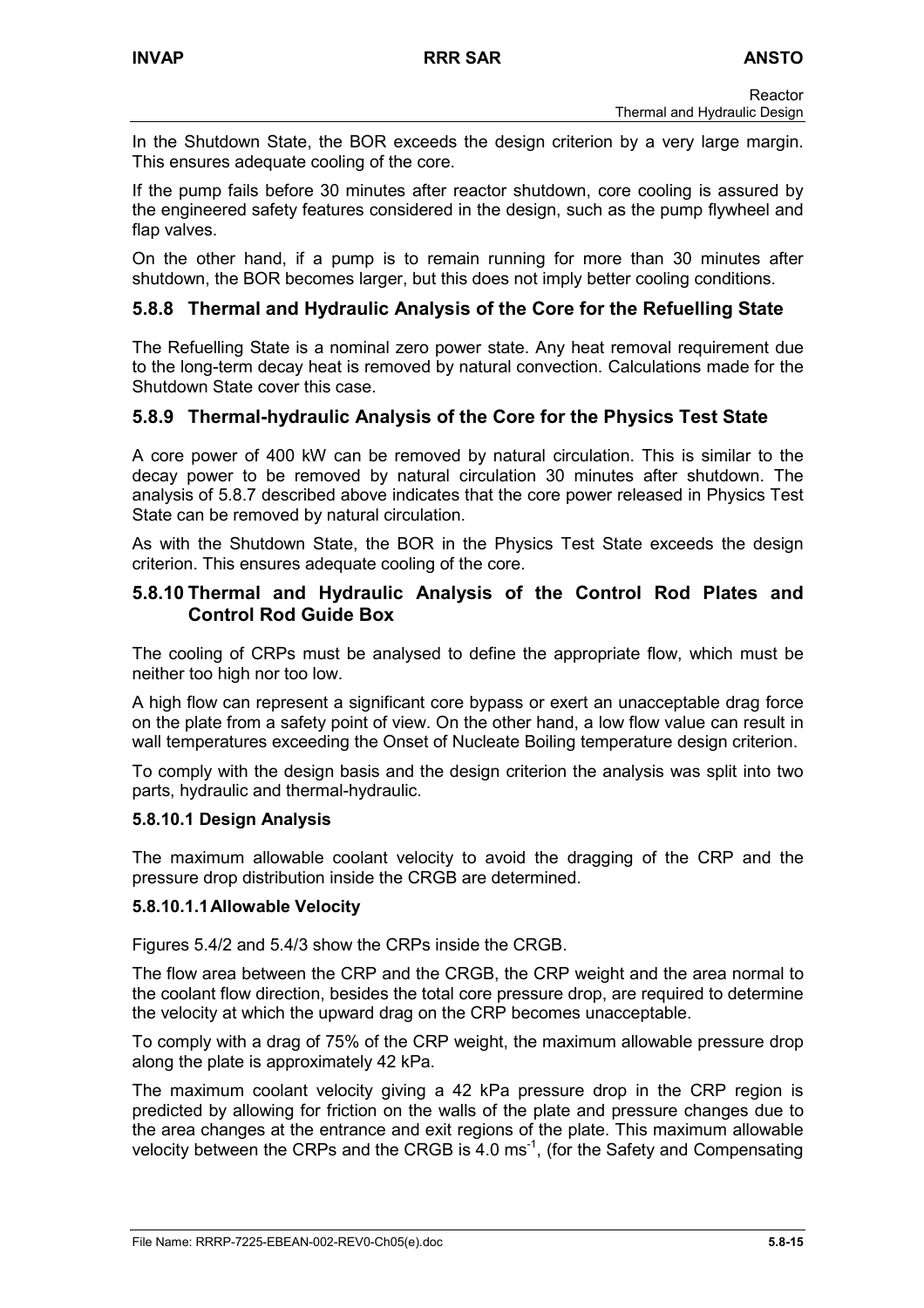In the Shutdown State, the BOR exceeds the design criterion by a very large margin. This ensures adequate cooling of the core.

If the pump fails before 30 minutes after reactor shutdown, core cooling is assured by the engineered safety features considered in the design, such as the pump flywheel and flap valves.

On the other hand, if a pump is to remain running for more than 30 minutes after shutdown, the BOR becomes larger, but this does not imply better cooling conditions.

## 5.8.8 Thermal and Hydraulic Analysis of the Core for the Refuelling State

The Refuelling State is a nominal zero power state. Any heat removal requirement due to the long-term decay heat is removed by natural convection. Calculations made for the Shutdown State cover this case.

## 5.8.9 Thermal-hydraulic Analysis of the Core for the Physics Test State

A core power of 400 kW can be removed by natural circulation. This is similar to the decay power to be removed by natural circulation 30 minutes after shutdown. The analysis of 5.8.7 described above indicates that the core power released in Physics Test State can be removed by natural circulation.

As with the Shutdown State, the BOR in the Physics Test State exceeds the design criterion. This ensures adequate cooling of the core.

## 5.8.10 Thermal and Hydraulic Analysis of the Control Rod Plates and Control Rod Guide Box

The cooling of CRPs must be analysed to define the appropriate flow, which must be neither too high nor too low.

A high flow can represent a significant core bypass or exert an unacceptable drag force on the plate from a safety point of view. On the other hand, a low flow value can result in wall temperatures exceeding the Onset of Nucleate Boiling temperature design criterion.

To comply with the design basis and the design criterion the analysis was split into two parts, hydraulic and thermal-hydraulic.

### 5.8.10.1 Design Analysis

The maximum allowable coolant velocity to avoid the dragging of the CRP and the pressure drop distribution inside the CRGB are determined.

#### 5.8.10.1.1 Allowable Velocity

Figures 5.4/2 and 5.4/3 show the CRPs inside the CRGB.

The flow area between the CRP and the CRGB, the CRP weight and the area normal to the coolant flow direction, besides the total core pressure drop, are required to determine the velocity at which the upward drag on the CRP becomes unacceptable.

To comply with a drag of 75% of the CRP weight, the maximum allowable pressure drop along the plate is approximately 42 kPa.

The maximum coolant velocity giving a 42 kPa pressure drop in the CRP region is predicted by allowing for friction on the walls of the plate and pressure changes due to the area changes at the entrance and exit regions of the plate. This maximum allowable velocity between the CRPs and the CRGB is 4.0 $ms^{-1}$, (for the Safety and Compensating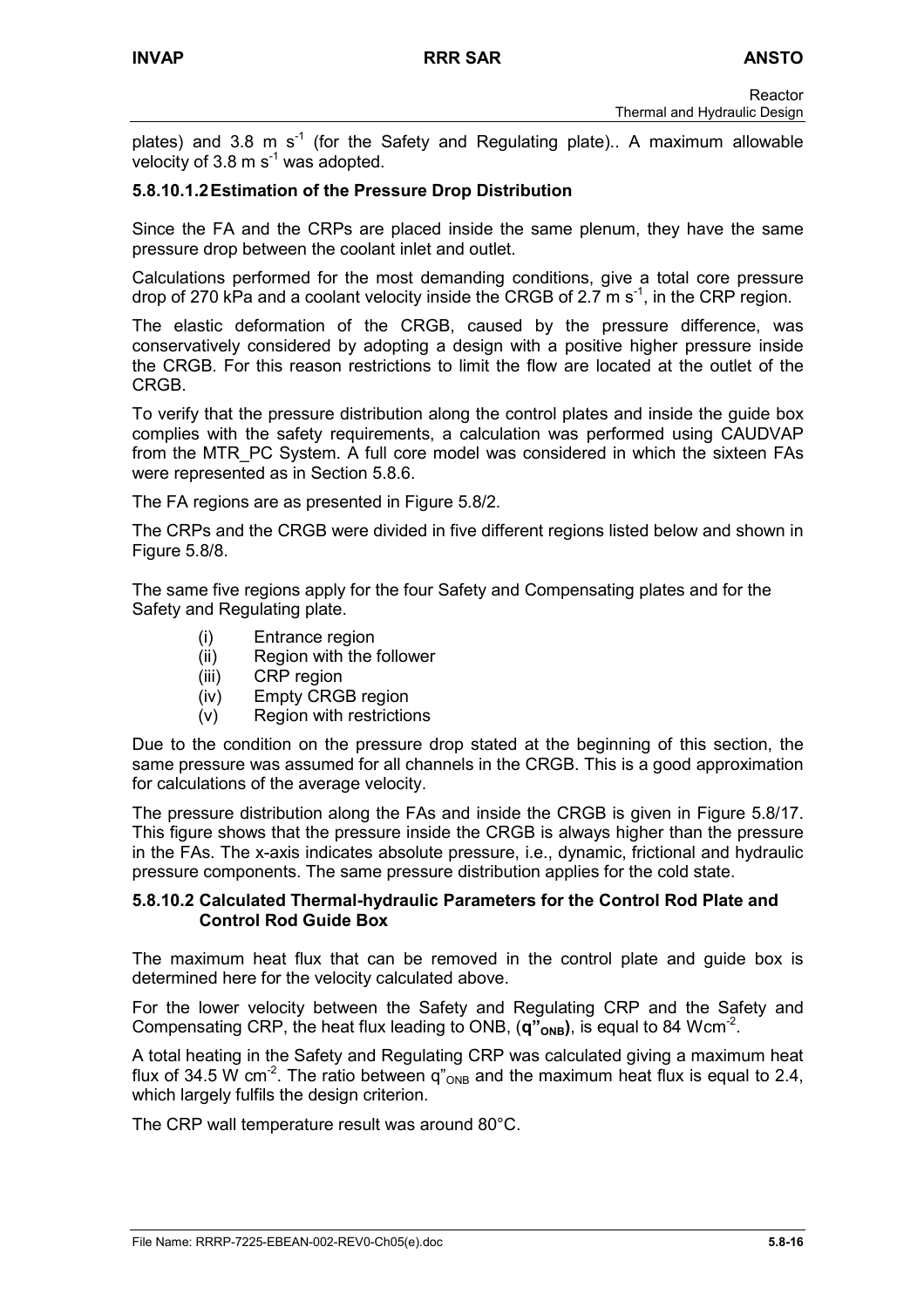plates) and 3.8 m $s^{-1}$ (for the Safety and Regulating plate).. A maximum allowable velocity of 3.8 m $s^{-1}$ was adopted.

#### 5.8.10.1.2 Estimation of the Pressure Drop Distribution

Since the FA and the CRPs are placed inside the same plenum, they have the same pressure drop between the coolant inlet and outlet.

Calculations performed for the most demanding conditions, give a total core pressure drop of 270 kPa and a coolant velocity inside the CRGB of 2.7 m $s^{-1}$, in the CRP region.

The elastic deformation of the CRGB, caused by the pressure difference, was conservatively considered by adopting a design with a positive higher pressure inside the CRGB. For this reason restrictions to limit the flow are located at the outlet of the CRGB.

To verify that the pressure distribution along the control plates and inside the guide box complies with the safety requirements, a calculation was performed using CAUDVAP from the MTR_PC System. A full core model was considered in which the sixteen FAs were represented as in Section 5.8.6.

The FA regions are as presented in Figure 5.8/2.

The CRPs and the CRGB were divided in five different regions listed below and shown in Figure 5.8/8.

The same five regions apply for the four Safety and Compensating plates and for the Safety and Regulating plate.

- (i) Entrance region
- (ii) Region with the follower
- (iii) CRP region
- (iv) Empty CRGB region
- (v) Region with restrictions

Due to the condition on the pressure drop stated at the beginning of this section, the same pressure was assumed for all channels in the CRGB. This is a good approximation for calculations of the average velocity.

The pressure distribution along the FAs and inside the CRGB is given in Figure 5.8/17. This figure shows that the pressure inside the CRGB is always higher than the pressure in the FAs. The x-axis indicates absolute pressure, i.e., dynamic, frictional and hydraulic pressure components. The same pressure distribution applies for the cold state.

### 5.8.10.2 Calculated Thermal-hydraulic Parameters for the Control Rod Plate and Control Rod Guide Box

The maximum heat flux that can be removed in the control plate and guide box is determined here for the velocity calculated above.

For the lower velocity between the Safety and Regulating CRP and the Safety and Compensating CRP, the heat flux leading to ONB, (**$q''_{ONB}$**), is equal to 84 W$cm^{-2}$.

A total heating in the Safety and Regulating CRP was calculated giving a maximum heat flux of 34.5 W $cm^{-2}$. The ratio between $q''_{ONB}$ and the maximum heat flux is equal to 2.4, which largely fulfils the design criterion.

The CRP wall temperature result was around 80°C.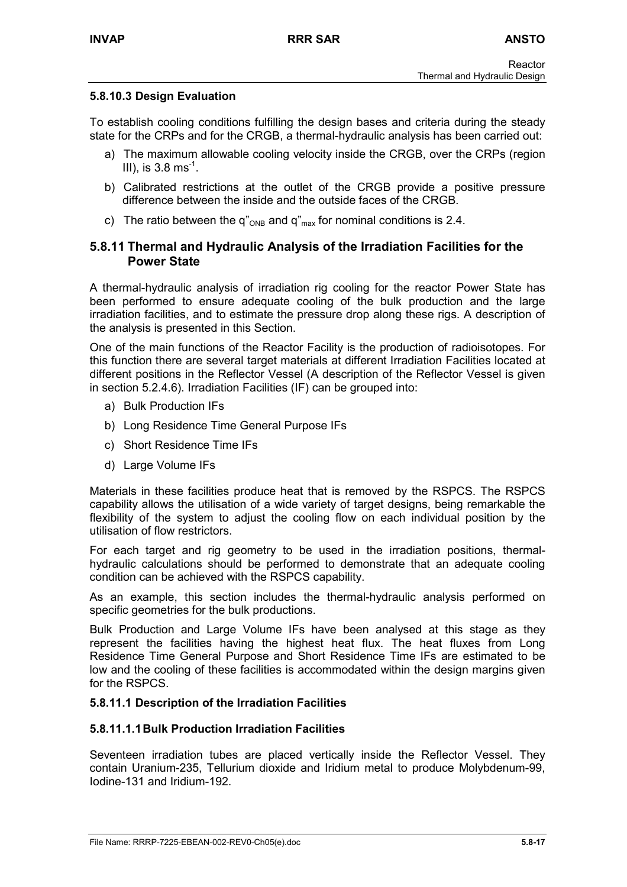### 5.8.10.3 Design Evaluation

To establish cooling conditions fulfilling the design bases and criteria during the steady state for the CRPs and for the CRGB, a thermal-hydraulic analysis has been carried out:

a) The maximum allowable cooling velocity inside the CRGB, over the CRPs (region III), is 3.8 $ms^{-1}$.

b) Calibrated restrictions at the outlet of the CRGB provide a positive pressure difference between the inside and the outside faces of the CRGB.

c) The ratio between the $q''_{ONB}$ and $q''_{max}$ for nominal conditions is 2.4.

## 5.8.11 Thermal and Hydraulic Analysis of the Irradiation Facilities for the Power State

A thermal-hydraulic analysis of irradiation rig cooling for the reactor Power State has been performed to ensure adequate cooling of the bulk production and the large irradiation facilities, and to estimate the pressure drop along these rigs. A description of the analysis is presented in this Section.

One of the main functions of the Reactor Facility is the production of radioisotopes. For this function there are several target materials at different Irradiation Facilities located at different positions in the Reflector Vessel (A description of the Reflector Vessel is given in section 5.2.4.6). Irradiation Facilities (IF) can be grouped into:

a) Bulk Production IFs

b) Long Residence Time General Purpose IFs

c) Short Residence Time IFs

d) Large Volume IFs

Materials in these facilities produce heat that is removed by the RSPCS. The RSPCS capability allows the utilisation of a wide variety of target designs, being remarkable the flexibility of the system to adjust the cooling flow on each individual position by the utilisation of flow restrictors.

For each target and rig geometry to be used in the irradiation positions, thermal-hydraulic calculations should be performed to demonstrate that an adequate cooling condition can be achieved with the RSPCS capability.

As an example, this section includes the thermal-hydraulic analysis performed on specific geometries for the bulk productions.

Bulk Production and Large Volume IFs have been analysed at this stage as they represent the facilities having the highest heat flux. The heat fluxes from Long Residence Time General Purpose and Short Residence Time IFs are estimated to be low and the cooling of these facilities is accommodated within the design margins given for the RSPCS.

### 5.8.11.1 Description of the Irradiation Facilities

#### 5.8.11.1.1 Bulk Production Irradiation Facilities

Seventeen irradiation tubes are placed vertically inside the Reflector Vessel. They contain Uranium-235, Tellurium dioxide and Iridium metal to produce Molybdenum-99, Iodine-131 and Iridium-192.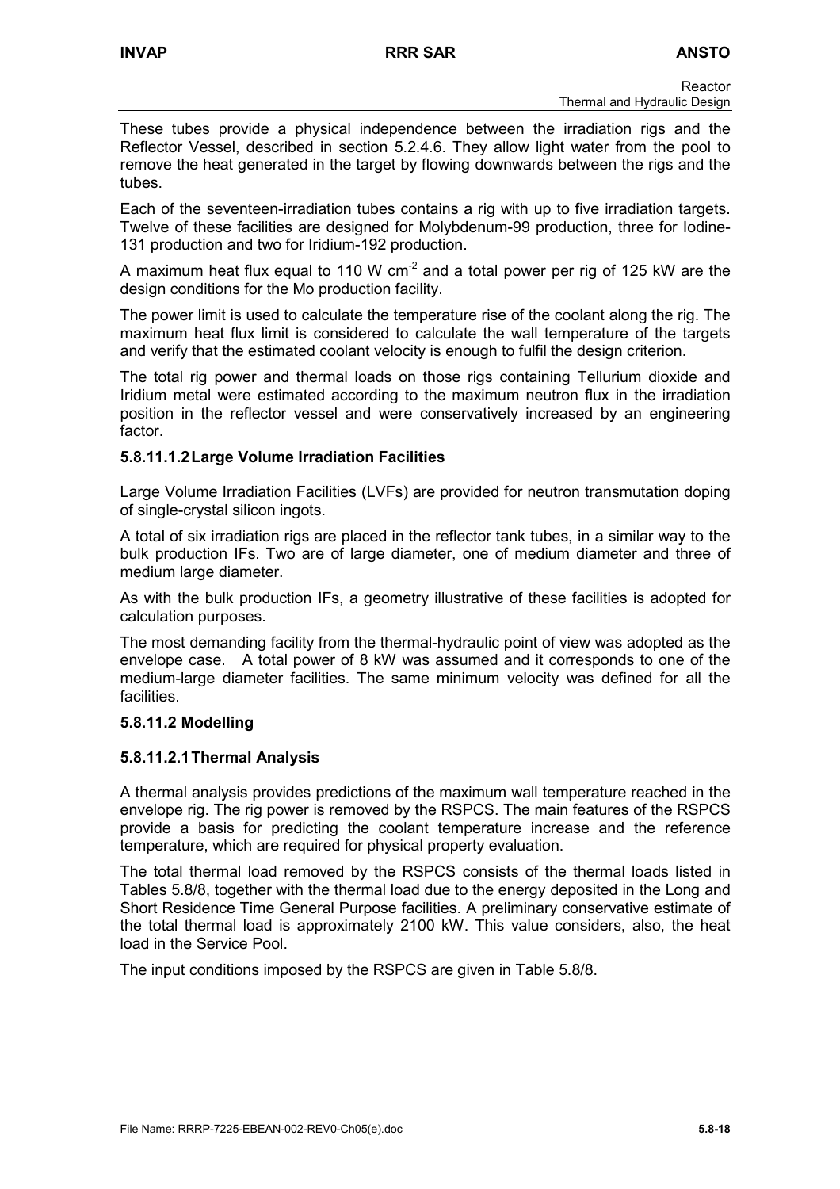These tubes provide a physical independence between the irradiation rigs and the Reflector Vessel, described in section 5.2.4.6. They allow light water from the pool to remove the heat generated in the target by flowing downwards between the rigs and the tubes.

Each of the seventeen-irradiation tubes contains a rig with up to five irradiation targets. Twelve of these facilities are designed for Molybdenum-99 production, three for Iodine-131 production and two for Iridium-192 production.

A maximum heat flux equal to 110 W $cm^{-2}$ and a total power per rig of 125 kW are the design conditions for the Mo production facility.

The power limit is used to calculate the temperature rise of the coolant along the rig. The maximum heat flux limit is considered to calculate the wall temperature of the targets and verify that the estimated coolant velocity is enough to fulfil the design criterion.

The total rig power and thermal loads on those rigs containing Tellurium dioxide and Iridium metal were estimated according to the maximum neutron flux in the irradiation position in the reflector vessel and were conservatively increased by an engineering factor.

#### 5.8.11.1.2 Large Volume Irradiation Facilities

Large Volume Irradiation Facilities (LVFs) are provided for neutron transmutation doping of single-crystal silicon ingots.

A total of six irradiation rigs are placed in the reflector tank tubes, in a similar way to the bulk production IFs. Two are of large diameter, one of medium diameter and three of medium large diameter.

As with the bulk production IFs, a geometry illustrative of these facilities is adopted for calculation purposes.

The most demanding facility from the thermal-hydraulic point of view was adopted as the envelope case. A total power of 8 kW was assumed and it corresponds to one of the medium-large diameter facilities. The same minimum velocity was defined for all the facilities.

### 5.8.11.2 Modelling

#### 5.8.11.2.1 Thermal Analysis

A thermal analysis provides predictions of the maximum wall temperature reached in the envelope rig. The rig power is removed by the RSPCS. The main features of the RSPCS provide a basis for predicting the coolant temperature increase and the reference temperature, which are required for physical property evaluation.

The total thermal load removed by the RSPCS consists of the thermal loads listed in Tables 5.8/8, together with the thermal load due to the energy deposited in the Long and Short Residence Time General Purpose facilities. A preliminary conservative estimate of the total thermal load is approximately 2100 kW. This value considers, also, the heat load in the Service Pool.

The input conditions imposed by the RSPCS are given in Table 5.8/8.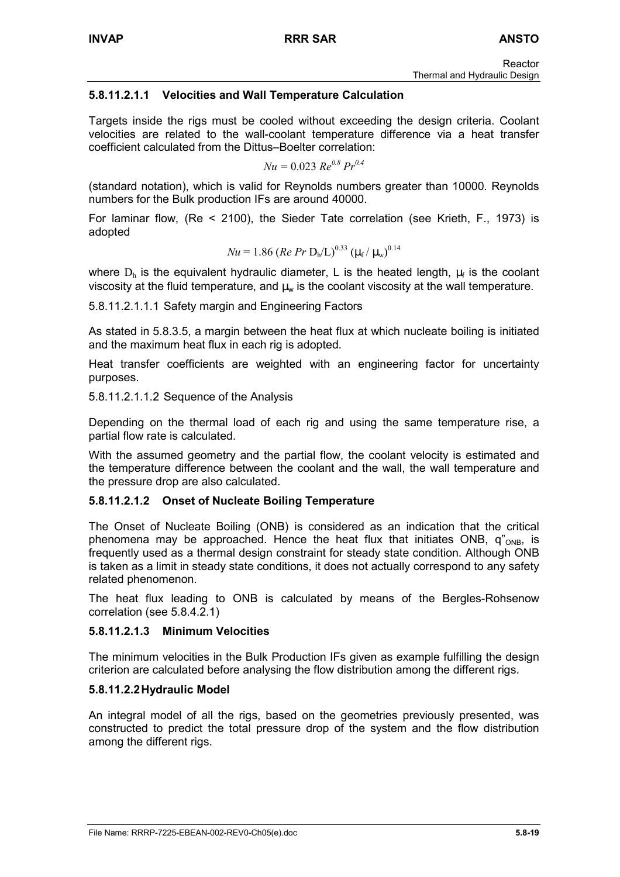#### 5.8.11.2.1.1 Velocities and Wall Temperature Calculation

Targets inside the rigs must be cooled without exceeding the design criteria. Coolant velocities are related to the wall-coolant temperature difference via a heat transfer coefficient calculated from the Dittus–Boelter correlation:

$$Nu = 0.023\ Re^{0.8}\ Pr^{0.4}$$

(standard notation), which is valid for Reynolds numbers greater than 10000. Reynolds numbers for the Bulk production IFs are around 40000.

For laminar flow, (Re < 2100), the Sieder Tate correlation (see Krieth, F., 1973) is adopted

$$Nu = 1.86\ (Re\ Pr\ D_h/L)^{0.33}\ (\mu_f\ /\ \mu_w)^{0.14}$$

where $D_h$ is the equivalent hydraulic diameter, L is the heated length, $\mu_f$ is the coolant viscosity at the fluid temperature, and $\mu_w$ is the coolant viscosity at the wall temperature.

5.8.11.2.1.1.1 Safety margin and Engineering Factors

As stated in 5.8.3.5, a margin between the heat flux at which nucleate boiling is initiated and the maximum heat flux in each rig is adopted.

Heat transfer coefficients are weighted with an engineering factor for uncertainty purposes.

5.8.11.2.1.1.2 Sequence of the Analysis

Depending on the thermal load of each rig and using the same temperature rise, a partial flow rate is calculated.

With the assumed geometry and the partial flow, the coolant velocity is estimated and the temperature difference between the coolant and the wall, the wall temperature and the pressure drop are also calculated.

#### 5.8.11.2.1.2 Onset of Nucleate Boiling Temperature

The Onset of Nucleate Boiling (ONB) is considered as an indication that the critical phenomena may be approached. Hence the heat flux that initiates ONB, $q''_{ONB}$, is frequently used as a thermal design constraint for steady state condition. Although ONB is taken as a limit in steady state conditions, it does not actually correspond to any safety related phenomenon.

The heat flux leading to ONB is calculated by means of the Bergles-Rohsenow correlation (see 5.8.4.2.1)

#### 5.8.11.2.1.3 Minimum Velocities

The minimum velocities in the Bulk Production IFs given as example fulfilling the design criterion are calculated before analysing the flow distribution among the different rigs.

#### 5.8.11.2.2 Hydraulic Model

An integral model of all the rigs, based on the geometries previously presented, was constructed to predict the total pressure drop of the system and the flow distribution among the different rigs.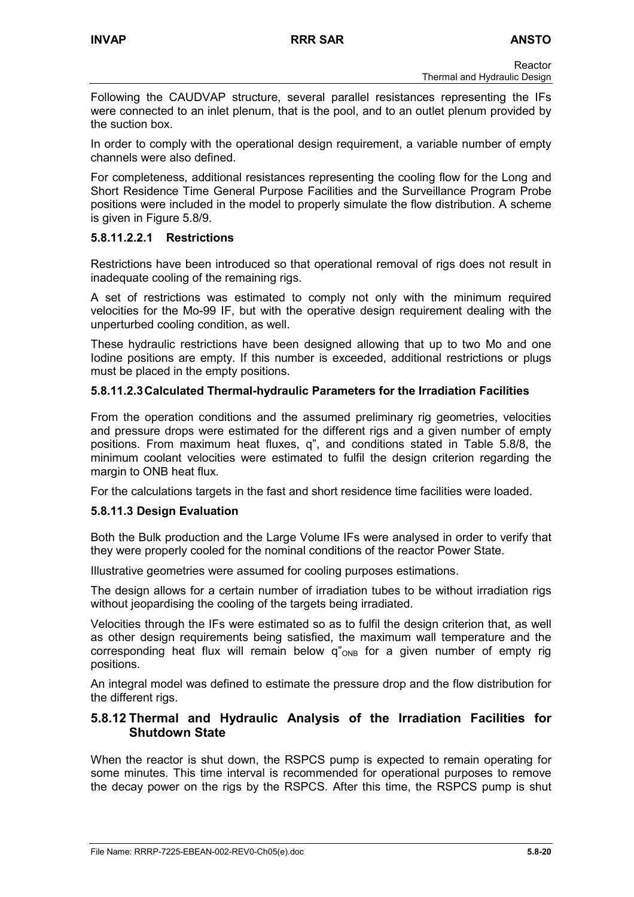Following the CAUDVAP structure, several parallel resistances representing the IFs were connected to an inlet plenum, that is the pool, and to an outlet plenum provided by the suction box.

In order to comply with the operational design requirement, a variable number of empty channels were also defined.

For completeness, additional resistances representing the cooling flow for the Long and Short Residence Time General Purpose Facilities and the Surveillance Program Probe positions were included in the model to properly simulate the flow distribution. A scheme is given in Figure 5.8/9.

#### 5.8.11.2.2.1 Restrictions

Restrictions have been introduced so that operational removal of rigs does not result in inadequate cooling of the remaining rigs.

A set of restrictions was estimated to comply not only with the minimum required velocities for the Mo-99 IF, but with the operative design requirement dealing with the unperturbed cooling condition, as well.

These hydraulic restrictions have been designed allowing that up to two Mo and one Iodine positions are empty. If this number is exceeded, additional restrictions or plugs must be placed in the empty positions.

#### 5.8.11.2.3 Calculated Thermal-hydraulic Parameters for the Irradiation Facilities

From the operation conditions and the assumed preliminary rig geometries, velocities and pressure drops were estimated for the different rigs and a given number of empty positions. From maximum heat fluxes, q", and conditions stated in Table 5.8/8, the minimum coolant velocities were estimated to fulfil the design criterion regarding the margin to ONB heat flux.

For the calculations targets in the fast and short residence time facilities were loaded.

### 5.8.11.3 Design Evaluation

Both the Bulk production and the Large Volume IFs were analysed in order to verify that they were properly cooled for the nominal conditions of the reactor Power State.

Illustrative geometries were assumed for cooling purposes estimations.

The design allows for a certain number of irradiation tubes to be without irradiation rigs without jeopardising the cooling of the targets being irradiated.

Velocities through the IFs were estimated so as to fulfil the design criterion that, as well as other design requirements being satisfied, the maximum wall temperature and the corresponding heat flux will remain below $q"_{ONB}$ for a given number of empty rig positions.

An integral model was defined to estimate the pressure drop and the flow distribution for the different rigs.

## 5.8.12 Thermal and Hydraulic Analysis of the Irradiation Facilities for Shutdown State

When the reactor is shut down, the RSPCS pump is expected to remain operating for some minutes. This time interval is recommended for operational purposes to remove the decay power on the rigs by the RSPCS. After this time, the RSPCS pump is shut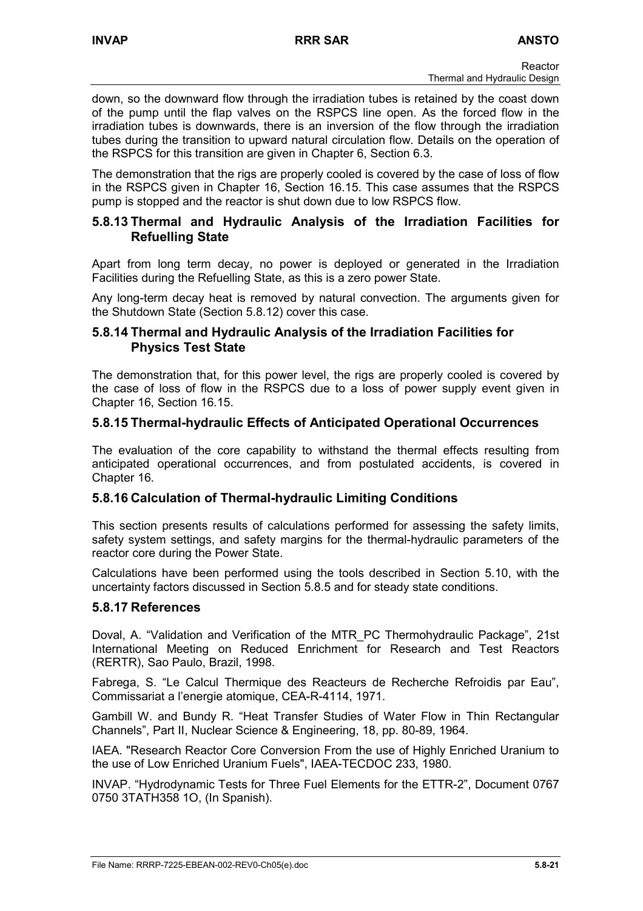down, so the downward flow through the irradiation tubes is retained by the coast down of the pump until the flap valves on the RSPCS line open. As the forced flow in the irradiation tubes is downwards, there is an inversion of the flow through the irradiation tubes during the transition to upward natural circulation flow. Details on the operation of the RSPCS for this transition are given in Chapter 6, Section 6.3.

The demonstration that the rigs are properly cooled is covered by the case of loss of flow in the RSPCS given in Chapter 16, Section 16.15. This case assumes that the RSPCS pump is stopped and the reactor is shut down due to low RSPCS flow.

### 5.8.13 Thermal and Hydraulic Analysis of the Irradiation Facilities for Refuelling State

Apart from long term decay, no power is deployed or generated in the Irradiation Facilities during the Refuelling State, as this is a zero power State.

Any long-term decay heat is removed by natural convection. The arguments given for the Shutdown State (Section 5.8.12) cover this case.

### 5.8.14 Thermal and Hydraulic Analysis of the Irradiation Facilities for Physics Test State

The demonstration that, for this power level, the rigs are properly cooled is covered by the case of loss of flow in the RSPCS due to a loss of power supply event given in Chapter 16, Section 16.15.

### 5.8.15 Thermal-hydraulic Effects of Anticipated Operational Occurrences

The evaluation of the core capability to withstand the thermal effects resulting from anticipated operational occurrences, and from postulated accidents, is covered in Chapter 16.

### 5.8.16 Calculation of Thermal-hydraulic Limiting Conditions

This section presents results of calculations performed for assessing the safety limits, safety system settings, and safety margins for the thermal-hydraulic parameters of the reactor core during the Power State.

Calculations have been performed using the tools described in Section 5.10, with the uncertainty factors discussed in Section 5.8.5 and for steady state conditions.

### 5.8.17 References

Doval, A. "Validation and Verification of the MTR_PC Thermohydraulic Package", 21st International Meeting on Reduced Enrichment for Research and Test Reactors (RERTR), Sao Paulo, Brazil, 1998.

Fabrega, S. "Le Calcul Thermique des Reacteurs de Recherche Refroidis par Eau", Commissariat a l'energie atomique, CEA-R-4114, 1971.

Gambill W. and Bundy R. "Heat Transfer Studies of Water Flow in Thin Rectangular Channels", Part II, Nuclear Science & Engineering, 18, pp. 80-89, 1964.

IAEA. "Research Reactor Core Conversion From the use of Highly Enriched Uranium to the use of Low Enriched Uranium Fuels", IAEA-TECDOC 233, 1980.

INVAP. "Hydrodynamic Tests for Three Fuel Elements for the ETTR-2", Document 0767 0750 3TATH358 1O, (In Spanish).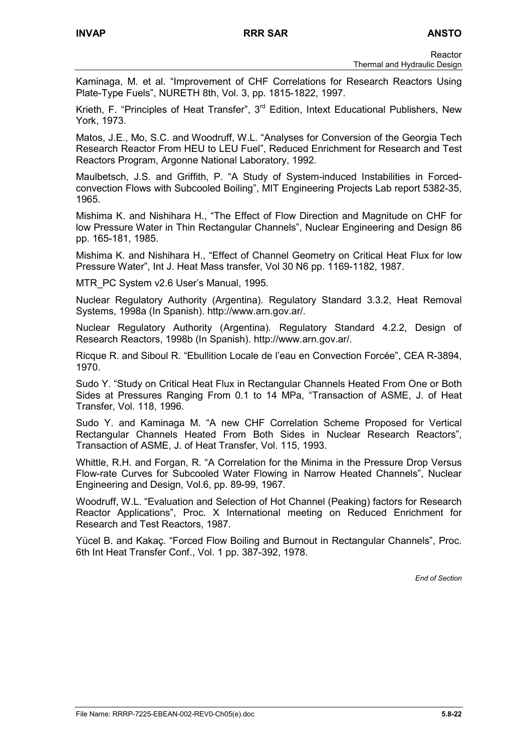Kaminaga, M. et al. “Improvement of CHF Correlations for Research Reactors Using Plate-Type Fuels”, NURETH 8th, Vol. 3, pp. 1815-1822, 1997.

Krieth, F. “Principles of Heat Transfer”, 3rd Edition, Intext Educational Publishers, New York, 1973.

Matos, J.E., Mo, S.C. and Woodruff, W.L. “Analyses for Conversion of the Georgia Tech Research Reactor From HEU to LEU Fuel”, Reduced Enrichment for Research and Test Reactors Program, Argonne National Laboratory, 1992.

Maulbetsch, J.S. and Griffith, P. “A Study of System-induced Instabilities in Forced-convection Flows with Subcooled Boiling”, MIT Engineering Projects Lab report 5382-35, 1965.

Mishima K. and Nishihara H., “The Effect of Flow Direction and Magnitude on CHF for low Pressure Water in Thin Rectangular Channels”, Nuclear Engineering and Design 86 pp. 165-181, 1985.

Mishima K. and Nishihara H., “Effect of Channel Geometry on Critical Heat Flux for low Pressure Water”, Int J. Heat Mass transfer, Vol 30 N6 pp. 1169-1182, 1987.

MTR_PC System v2.6 User’s Manual, 1995.

Nuclear Regulatory Authority (Argentina). Regulatory Standard 3.3.2, Heat Removal Systems, 1998a (In Spanish). http://www.arn.gov.ar/.

Nuclear Regulatory Authority (Argentina). Regulatory Standard 4.2.2, Design of Research Reactors, 1998b (In Spanish). http://www.arn.gov.ar/.

Ricque R. and Siboul R. “Ebullition Locale de l’eau en Convection Forcée”, CEA R-3894, 1970.

Sudo Y. “Study on Critical Heat Flux in Rectangular Channels Heated From One or Both Sides at Pressures Ranging From 0.1 to 14 MPa, “Transaction of ASME, J. of Heat Transfer, Vol. 118, 1996.

Sudo Y. and Kaminaga M. “A new CHF Correlation Scheme Proposed for Vertical Rectangular Channels Heated From Both Sides in Nuclear Research Reactors”, Transaction of ASME, J. of Heat Transfer, Vol. 115, 1993.

Whittle, R.H. and Forgan, R. “A Correlation for the Minima in the Pressure Drop Versus Flow-rate Curves for Subcooled Water Flowing in Narrow Heated Channels”, Nuclear Engineering and Design, Vol.6, pp. 89-99, 1967.

Woodruff, W.L. “Evaluation and Selection of Hot Channel (Peaking) factors for Research Reactor Applications”, Proc. X International meeting on Reduced Enrichment for Research and Test Reactors, 1987.

Yücel B. and Kakaç. “Forced Flow Boiling and Burnout in Rectangular Channels”, Proc. 6th Int Heat Transfer Conf., Vol. 1 pp. 387-392, 1978.

*End of Section*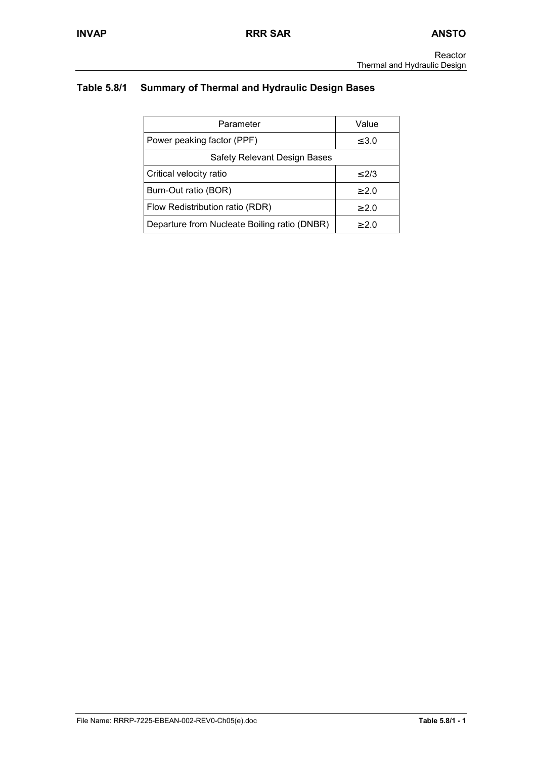## Table 5.8/1 Summary of Thermal and Hydraulic Design Bases

| Parameter | Value |
|---|---|
| Power peaking factor (PPF) | ≤3.0 |
| Safety Relevant Design Bases | |
| Critical velocity ratio | ≤2/3 |
| Burn-Out ratio (BOR) | ≥2.0 |
| Flow Redistribution ratio (RDR) | ≥2.0 |
| Departure from Nucleate Boiling ratio (DNBR) | ≥2.0 |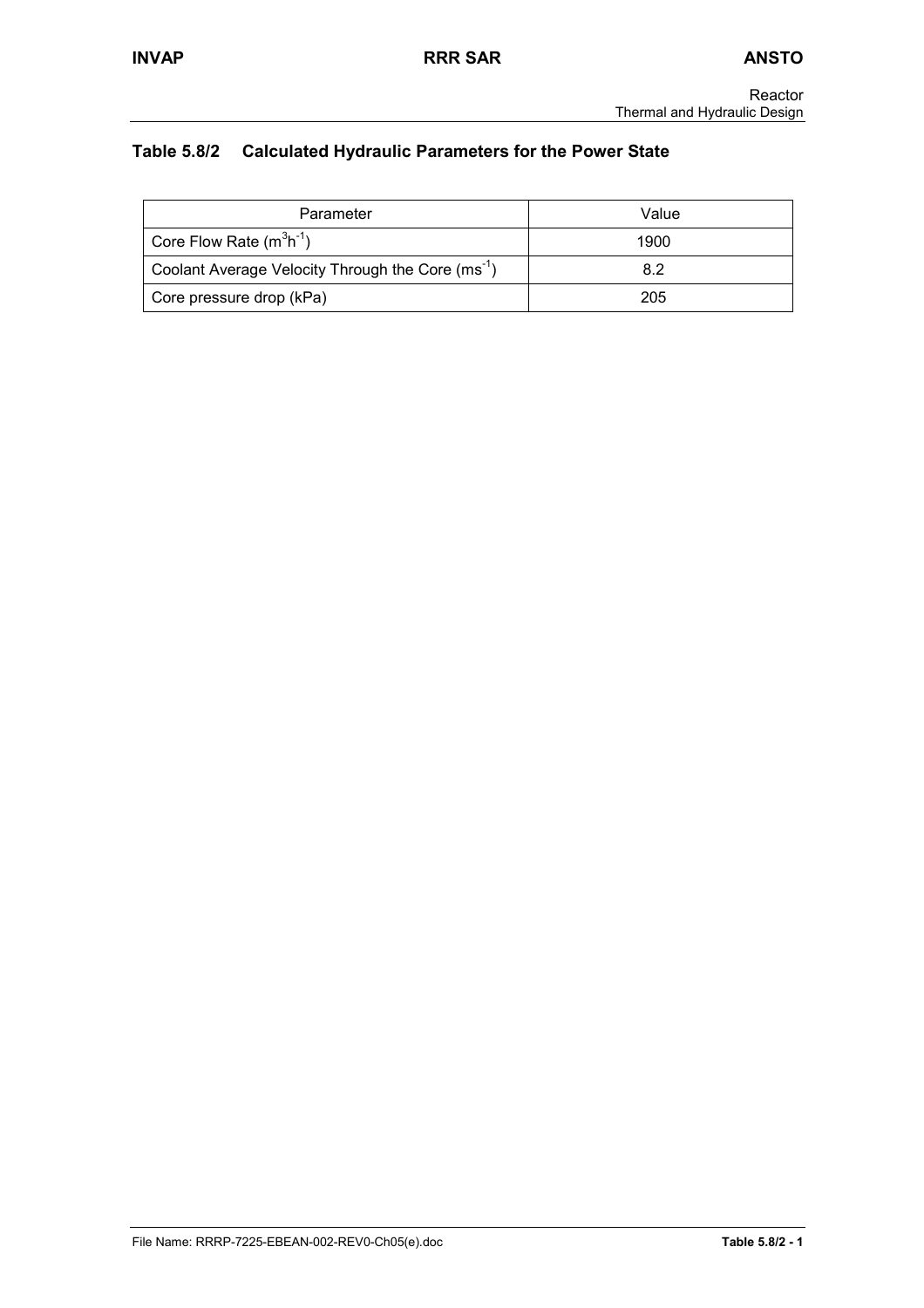### Table 5.8/2 Calculated Hydraulic Parameters for the Power State

| Parameter | Value |
|---|---|
| Core Flow Rate ($m^3h^{-1}$) | 1900 |
| Coolant Average Velocity Through the Core ($ms^{-1}$) | 8.2 |
| Core pressure drop (kPa) | 205 |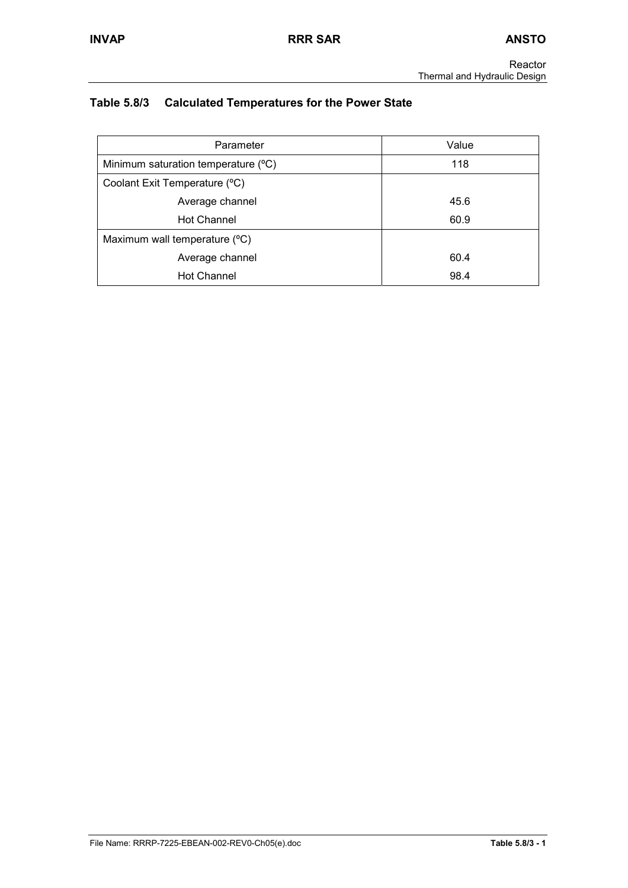## Table 5.8/3 Calculated Temperatures for the Power State

| Parameter | Value |
|---|---|
| Minimum saturation temperature (ºC) | 118 |
| Coolant Exit Temperature (ºC) | |
| Average channel | 45.6 |
| Hot Channel | 60.9 |
| Maximum wall temperature (ºC) | |
| Average channel | 60.4 |
| Hot Channel | 98.4 |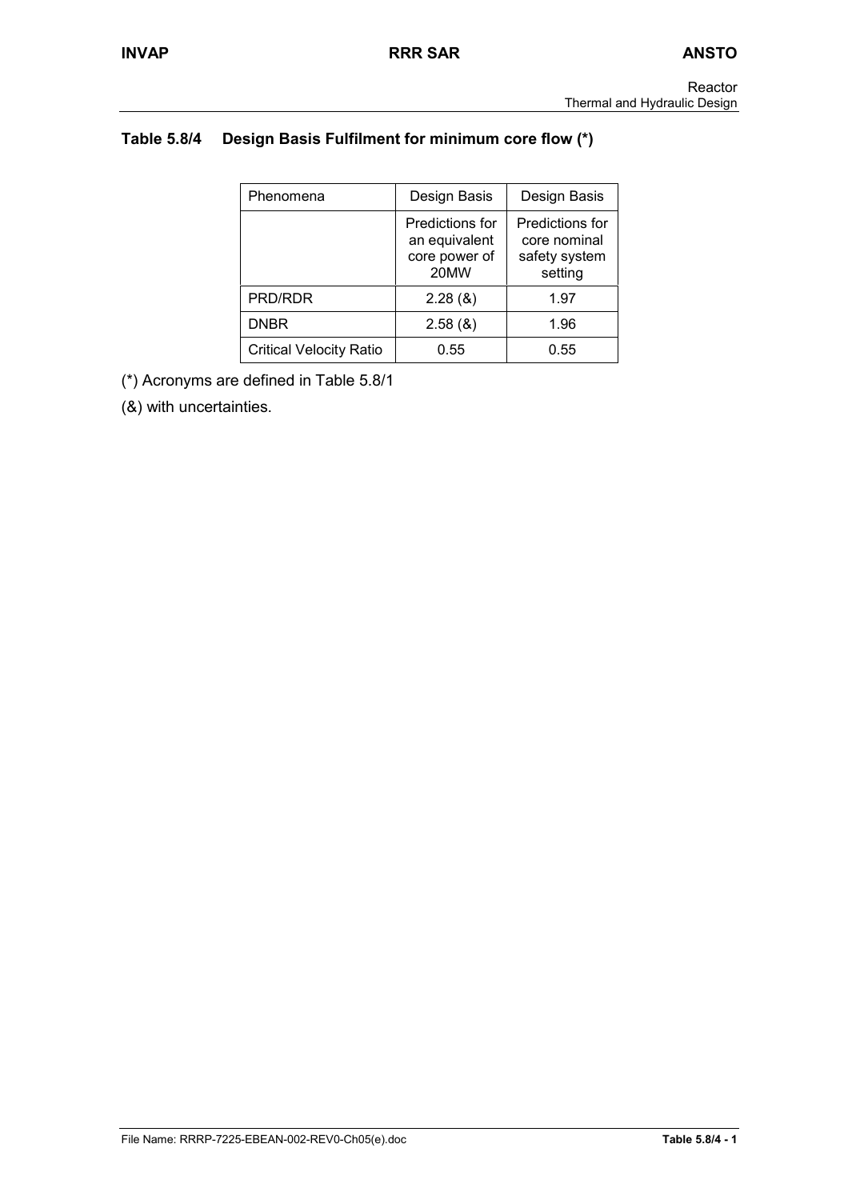## Table 5.8/4 Design Basis Fulfilment for minimum core flow (*)

| Phenomena | Design Basis | Design Basis |
|---|---|---|
| | Predictions for an equivalent core power of 20MW | Predictions for core nominal safety system setting |
| PRD/RDR | 2.28 (&) | 1.97 |
| DNBR | 2.58 (&) | 1.96 |
| Critical Velocity Ratio | 0.55 | 0.55 |

(*) Acronyms are defined in Table 5.8/1

(&) with uncertainties.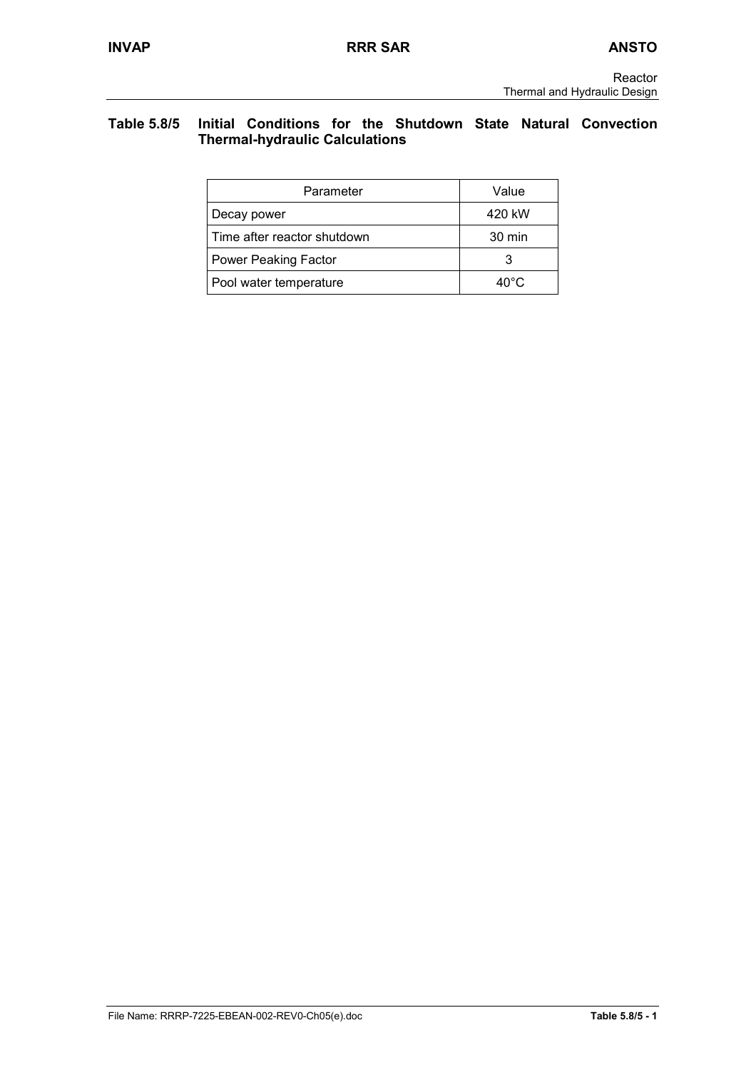**Table 5.8/5 Initial Conditions for the Shutdown State Natural Convection Thermal-hydraulic Calculations**

| Parameter | Value |
|---|---|
| Decay power | 420 kW |
| Time after reactor shutdown | 30 min |
| Power Peaking Factor | 3 |
| Pool water temperature | 40°C |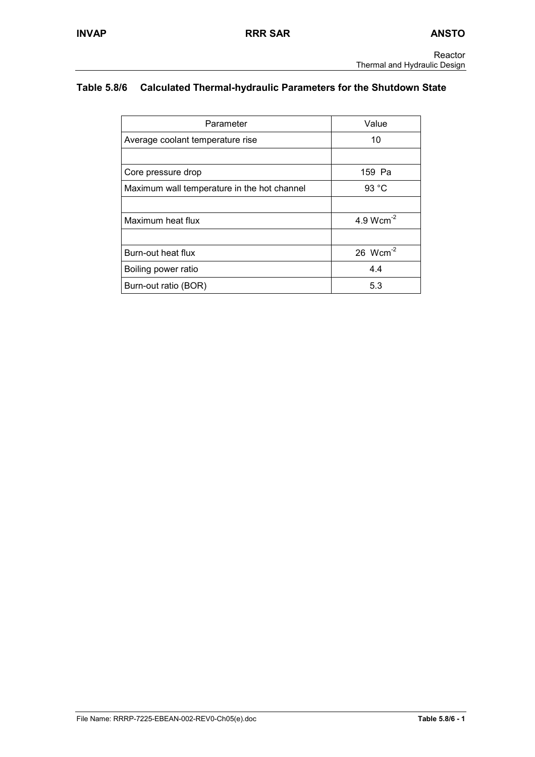## Table 5.8/6 Calculated Thermal-hydraulic Parameters for the Shutdown State

| Parameter | Value |
|---|---|
| Average coolant temperature rise | 10 |
| | |
| Core pressure drop | 159 Pa |
| Maximum wall temperature in the hot channel | 93 °C |
| | |
| Maximum heat flux | 4.9 $Wcm^{-2}$ |
| | |
| Burn-out heat flux | 26 $Wcm^{-2}$ |
| Boiling power ratio | 4.4 |
| Burn-out ratio (BOR) | 5.3 |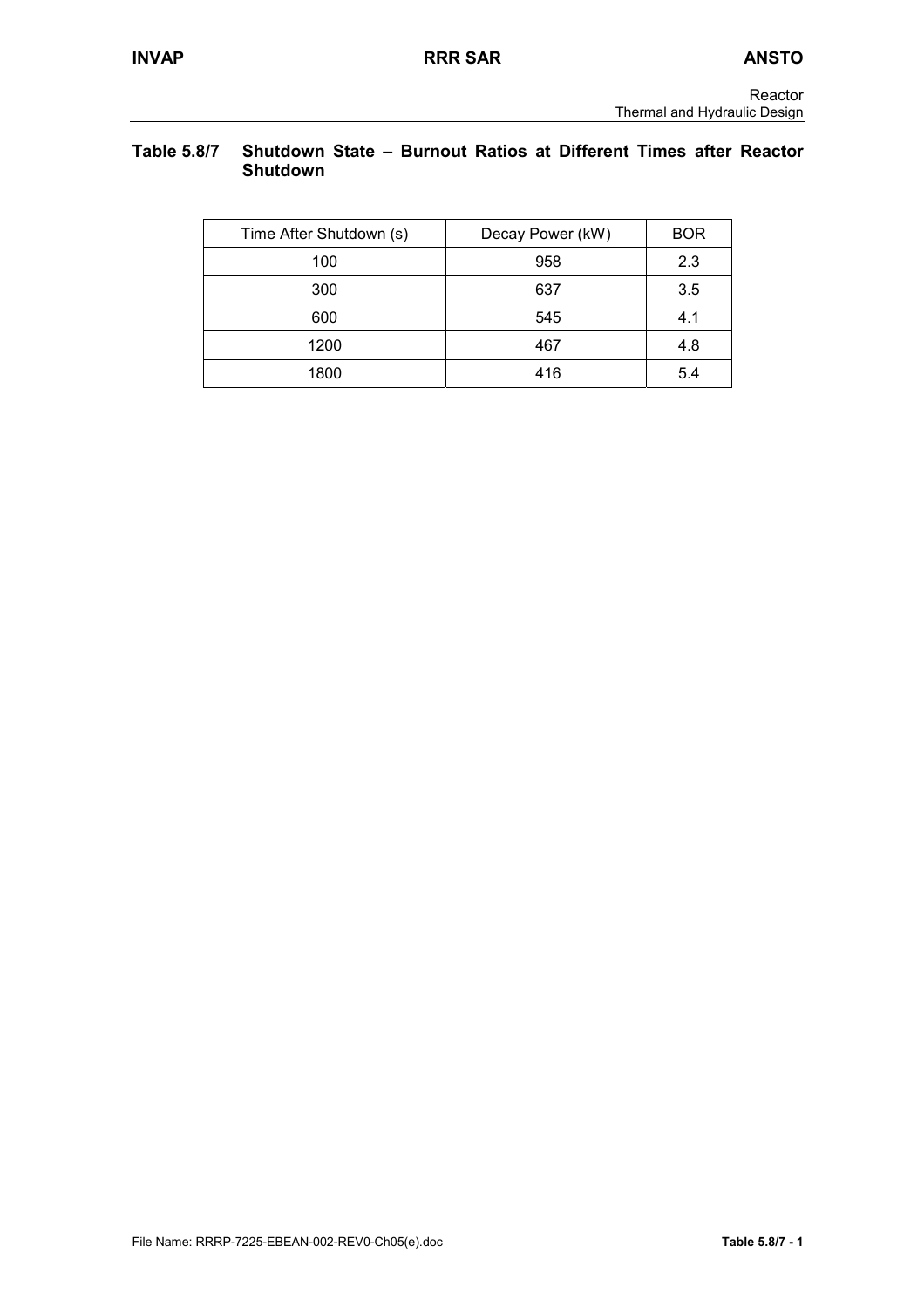**Table 5.8/7 Shutdown State – Burnout Ratios at Different Times after Reactor Shutdown**

| Time After Shutdown (s) | Decay Power (kW) | BOR |
|---|---|---|
| 100 | 958 | 2.3 |
| 300 | 637 | 3.5 |
| 600 | 545 | 4.1 |
| 1200 | 467 | 4.8 |
| 1800 | 416 | 5.4 |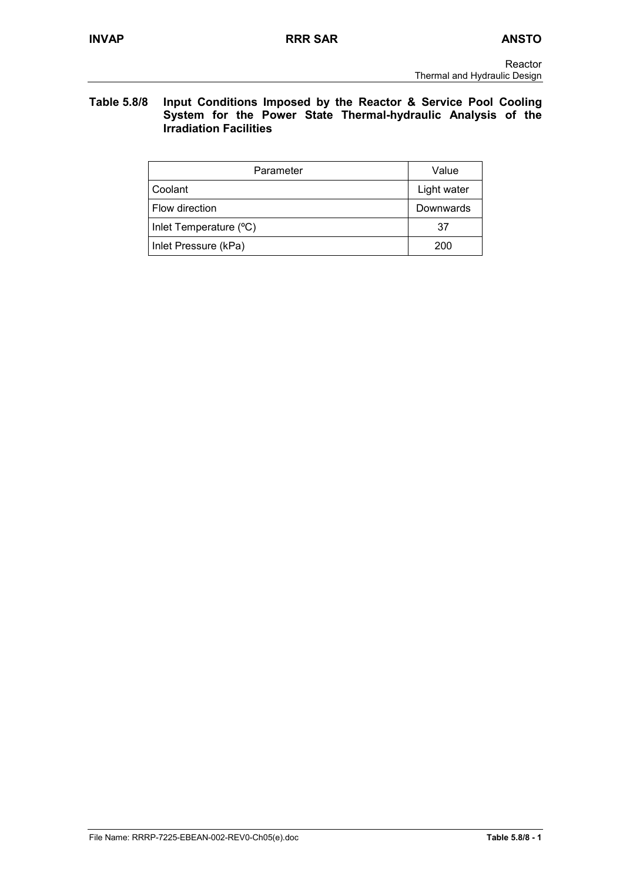**Table 5.8/8 Input Conditions Imposed by the Reactor & Service Pool Cooling System for the Power State Thermal-hydraulic Analysis of the Irradiation Facilities**

| Parameter | Value |
|---|---|
| Coolant | Light water |
| Flow direction | Downwards |
| Inlet Temperature (ºC) | 37 |
| Inlet Pressure (kPa) | 200 |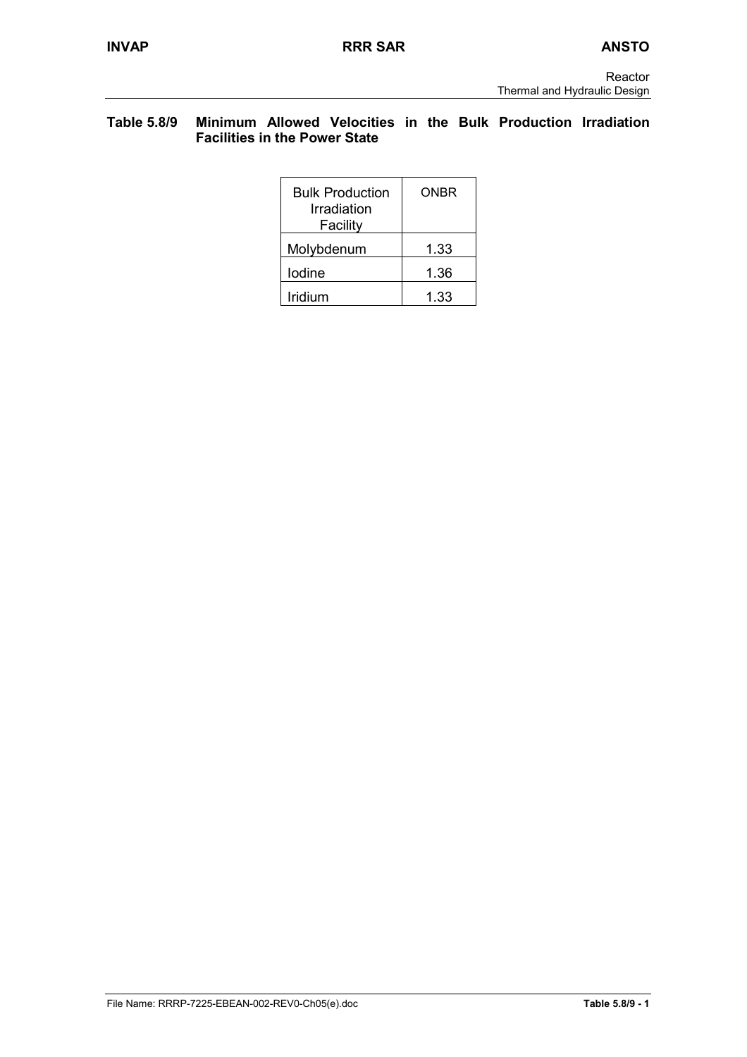**Table 5.8/9 Minimum Allowed Velocities in the Bulk Production Irradiation Facilities in the Power State**

| Bulk Production Irradiation Facility | ONBR |
|---|---|
| Molybdenum | 1.33 |
| Iodine | 1.36 |
| Iridium | 1.33 |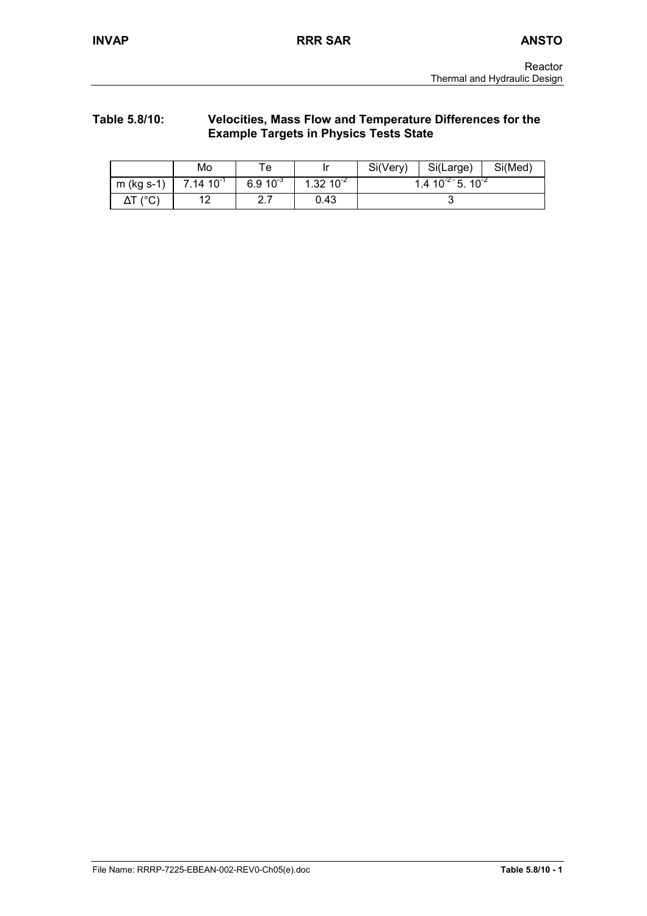**Table 5.8/10: Velocities, Mass Flow and Temperature Differences for the Example Targets in Physics Tests State**

| | Mo | Te | Ir | Si(Very) | Si(Large) | Si(Med) |
|---|---|---|---|---|---|---|
| m (kg s-1) | $7.14\ 10^{-1}$ | $6.9\ 10^{-3}$ | $1.32\ 10^{-2}$ | $1.4\ 10^{-2}$ - $5.\ 10^{-2}$ | | |
| ΔT (°C) | 12 | 2.7 | 0.43 | 3 | | |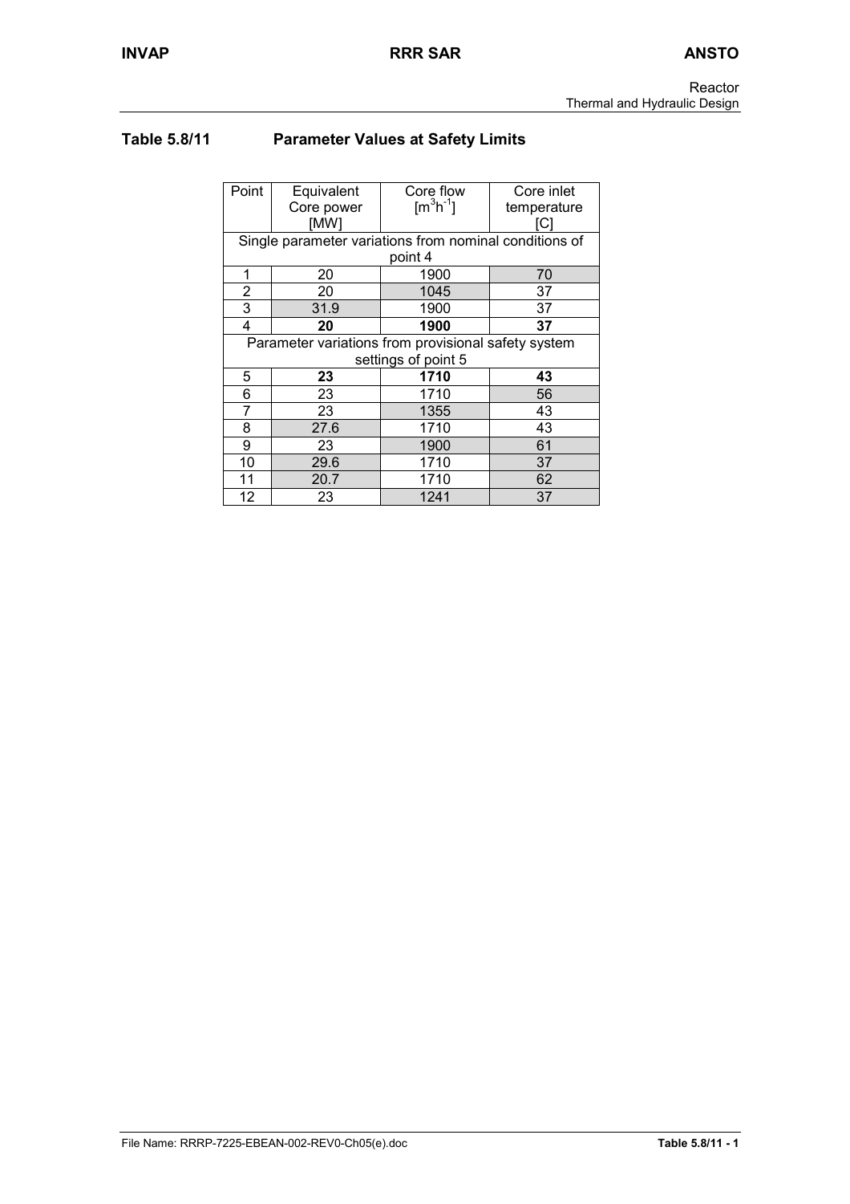## Table 5.8/11 Parameter Values at Safety Limits

| Point | Equivalent Core power [MW] | Core flow [$m^3h^{-1}$] | Core inlet temperature [C] |
|---|---|---|---|
| Single parameter variations from nominal conditions of point 4 | | | |
| 1 | 20 | 1900 | 70 |
| 2 | 20 | 1045 | 37 |
| 3 | 31.9 | 1900 | 37 |
| 4 | **20** | **1900** | **37** |
| Parameter variations from provisional safety system settings of point 5 | | | |
| 5 | **23** | **1710** | **43** |
| 6 | 23 | 1710 | 56 |
| 7 | 23 | 1355 | 43 |
| 8 | 27.6 | 1710 | 43 |
| 9 | 23 | 1900 | 61 |
| 10 | 29.6 | 1710 | 37 |
| 11 | 20.7 | 1710 | 62 |
| 12 | 23 | 1241 | 37 |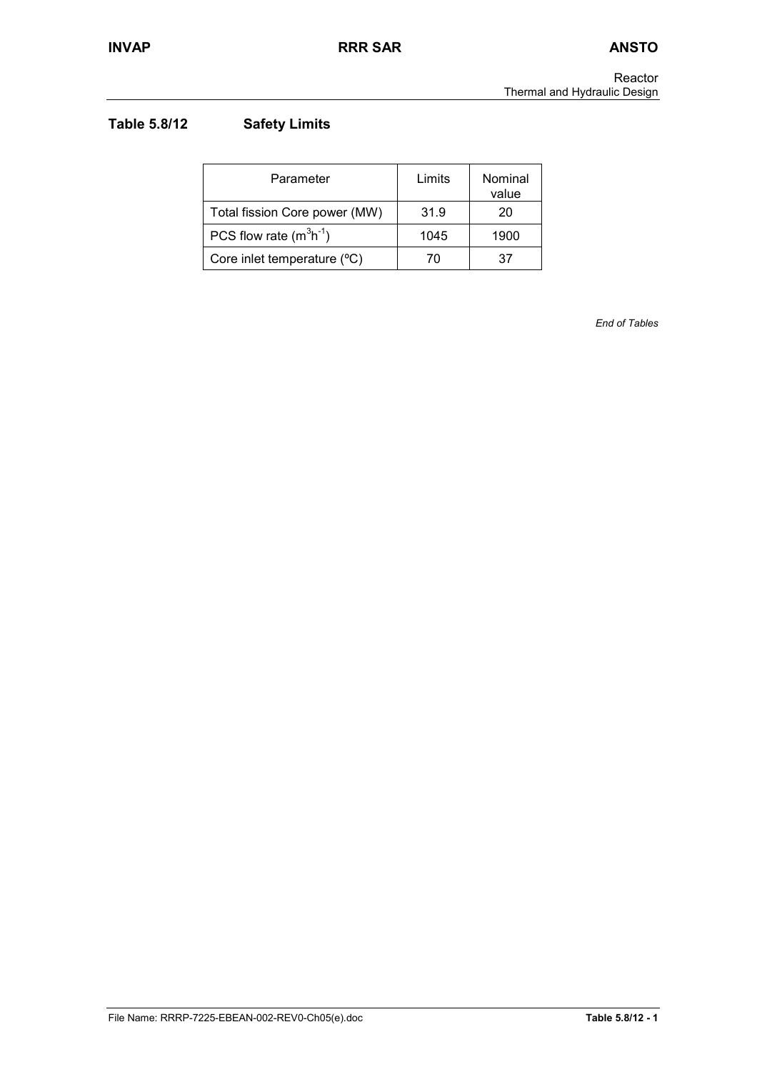## Table 5.8/12 Safety Limits

| Parameter | Limits | Nominal value |
|---|---|---|
| Total fission Core power (MW) | 31.9 | 20 |
| PCS flow rate ($m^3h^{-1}$) | 1045 | 1900 |
| Core inlet temperature (ºC) | 70 | 37 |

*End of Tables*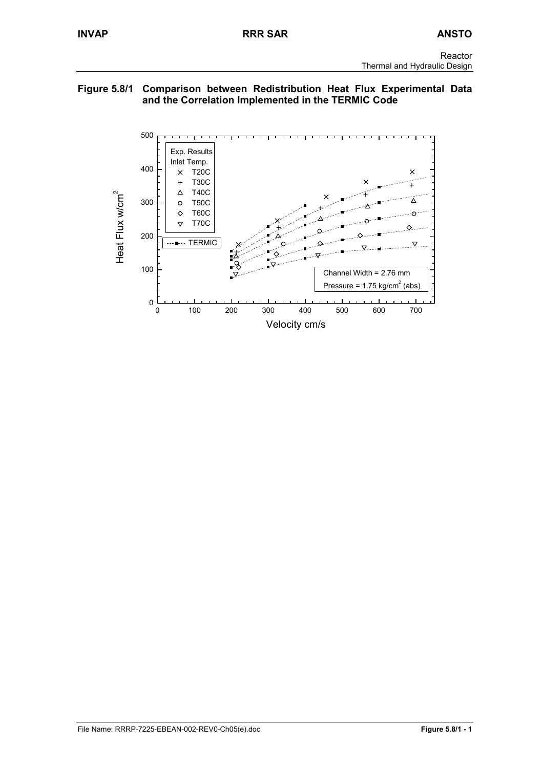**Figure 5.8/1 Comparison between Redistribution Heat Flux Experimental Data and the Correlation Implemented in the TERMIC Code**

Exp. Results
Inlet Temp.
× T20C
+ T30C
△ T40C
○ T50C
◇ T60C
▽ T70C

---■--- TERMIC

Channel Width = 2.76 mm
Pressure = 1.75 kg/cm$^2$ (abs)

Heat Flux w/cm$^2$

Velocity cm/s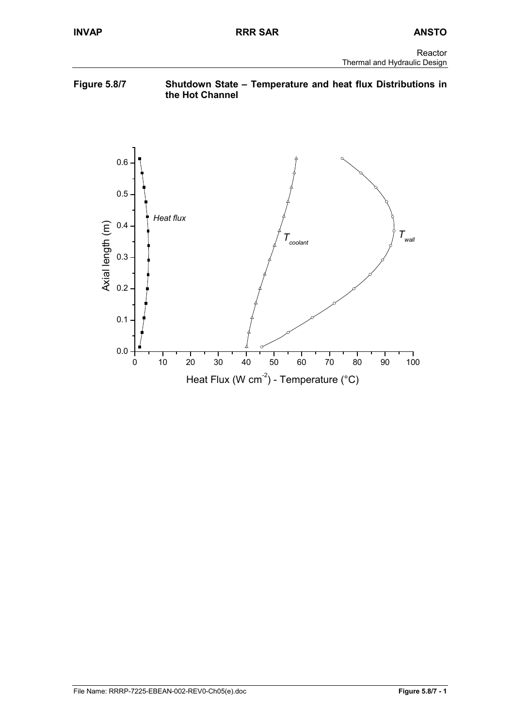**Figure 5.8/7 Shutdown State – Temperature and heat flux Distributions in the Hot Channel**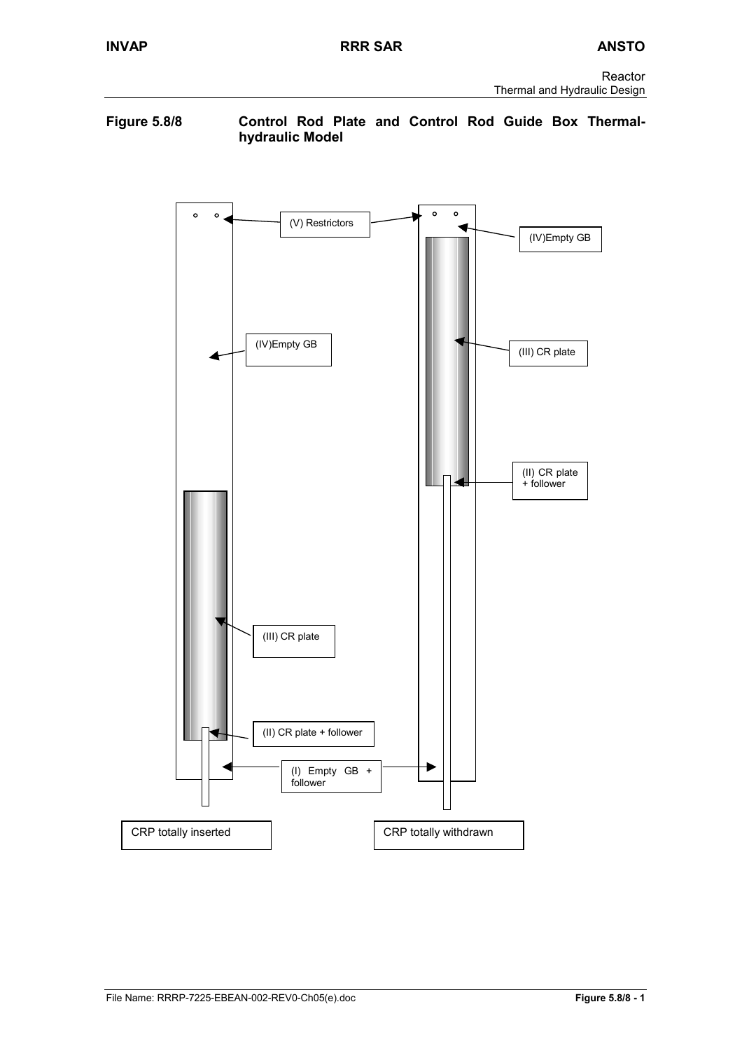**Figure 5.8/8 Control Rod Plate and Control Rod Guide Box Thermal-hydraulic Model**

(V) Restrictors

(IV)Empty GB

(III) CR plate

(II) CR plate + follower

(I) Empty GB + follower

CRP totally inserted

CRP totally withdrawn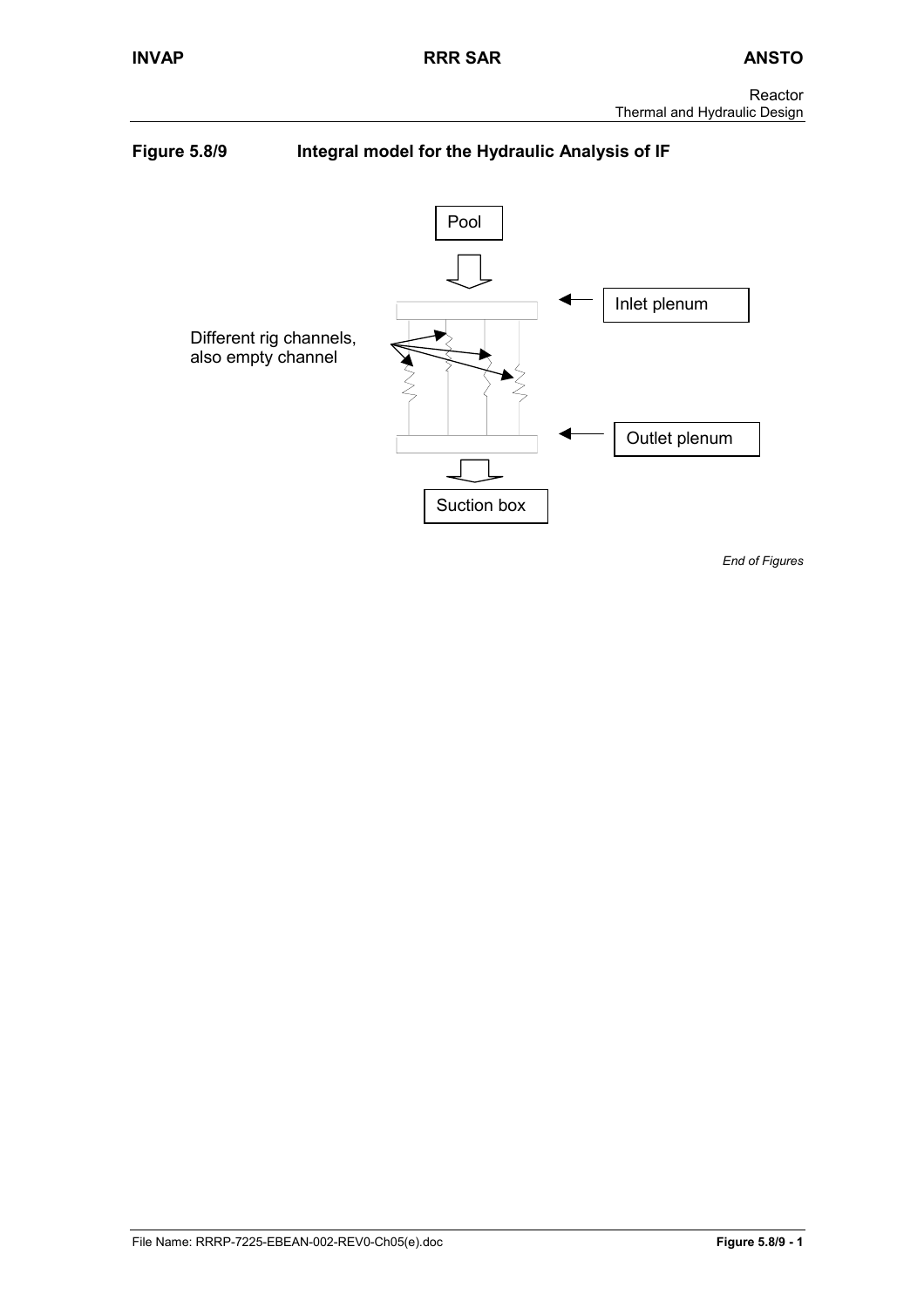**Figure 5.8/9 Integral model for the Hydraulic Analysis of IF**

Pool

Inlet plenum

Different rig channels, also empty channel

Outlet plenum

Suction box

*End of Figures*